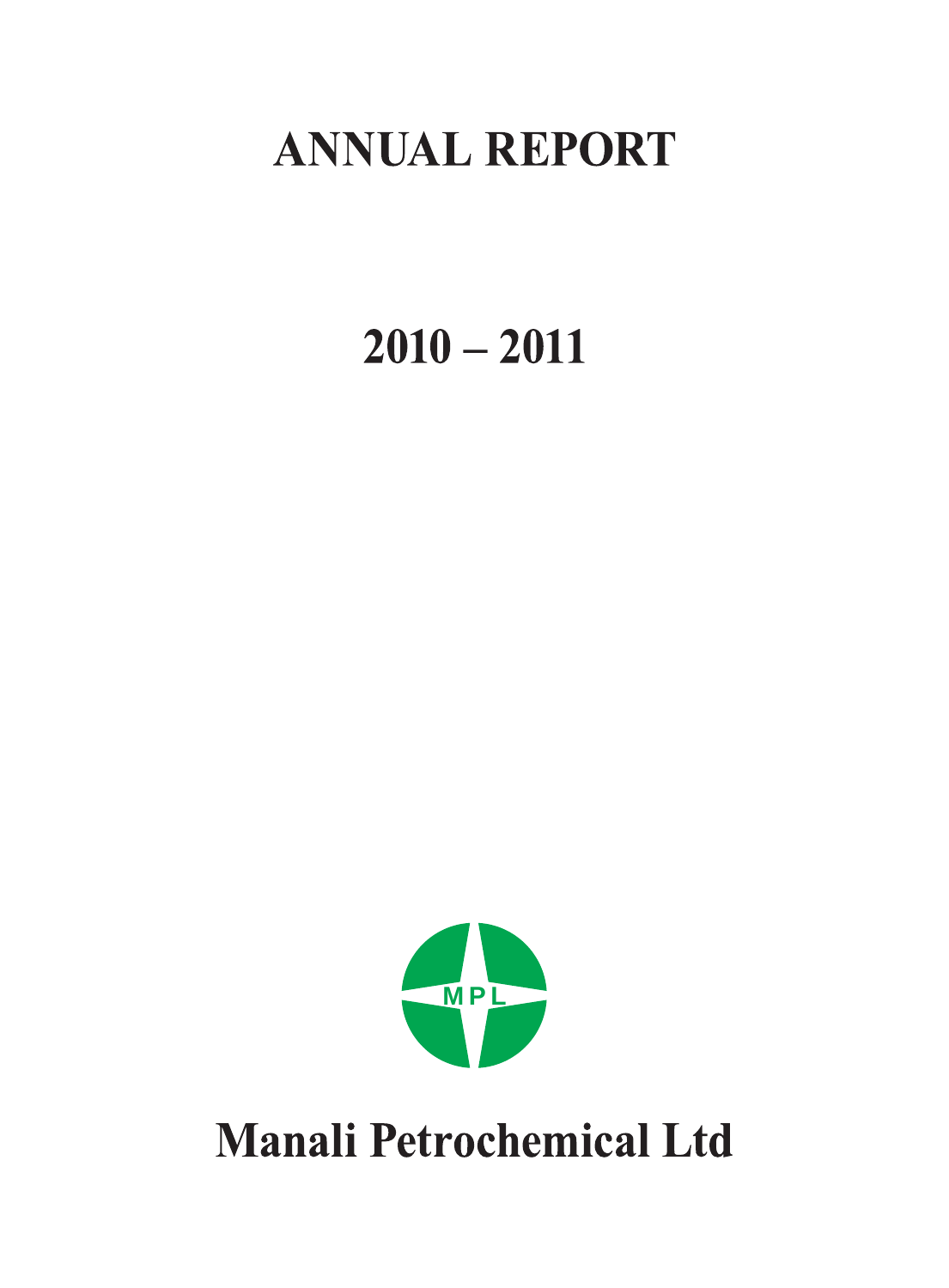# ANNUAL REPORT

# 2010 – 2011

MPL

# Manali Petrochemical Ltd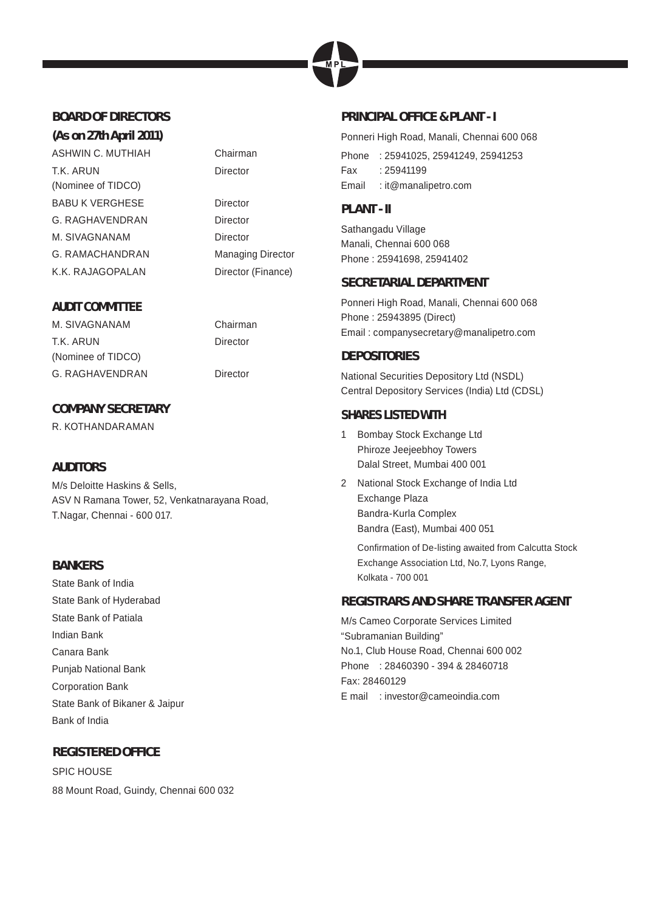## BOARD OF DIRECTORS
**(As on 27th April 2011)**

| | |
|---|---|
| ASHWIN C. MUTHIAH | Chairman |
| T.K. ARUN (Nominee of TIDCO) | Director |
| BABU K VERGHESE | Director |
| G. RAGHAVENDRAN | Director |
| M. SIVAGNANAM | Director |
| G. RAMACHANDRAN | Managing Director |
| K.K. RAJAGOPALAN | Director (Finance) |

## AUDIT COMMITTEE

| | |
|---|---|
| M. SIVAGNANAM | Chairman |
| T.K. ARUN (Nominee of TIDCO) | Director |
| G. RAGHAVENDRAN | Director |

## COMPANY SECRETARY

R. KOTHANDARAMAN

## AUDITORS

M/s Deloitte Haskins & Sells,
ASV N Ramana Tower, 52, Venkatnarayana Road,
T.Nagar, Chennai - 600 017.

## BANKERS

State Bank of India
State Bank of Hyderabad
State Bank of Patiala
Indian Bank
Canara Bank
Punjab National Bank
Corporation Bank
State Bank of Bikaner & Jaipur
Bank of India

## REGISTERED OFFICE

SPIC HOUSE
88 Mount Road, Guindy, Chennai 600 032

## PRINCIPAL OFFICE & PLANT - I

Ponneri High Road, Manali, Chennai 600 068
Phone : 25941025, 25941249, 25941253
Fax : 25941199
Email : it@manalipetro.com

## PLANT - II

Sathangadu Village
Manali, Chennai 600 068
Phone : 25941698, 25941402

## SECRETARIAL DEPARTMENT

Ponneri High Road, Manali, Chennai 600 068
Phone : 25943895 (Direct)
Email : companysecretary@manalipetro.com

## DEPOSITORIES

National Securities Depository Ltd (NSDL)
Central Depository Services (India) Ltd (CDSL)

## SHARES LISTED WITH

1. Bombay Stock Exchange Ltd
   Phiroze Jeejeebhoy Towers
   Dalal Street, Mumbai 400 001
2. National Stock Exchange of India Ltd
   Exchange Plaza
   Bandra-Kurla Complex
   Bandra (East), Mumbai 400 051

   Confirmation of De-listing awaited from Calcutta Stock Exchange Association Ltd, No.7, Lyons Range, Kolkata - 700 001

## REGISTRARS AND SHARE TRANSFER AGENT

M/s Cameo Corporate Services Limited
"Subramanian Building"
No.1, Club House Road, Chennai 600 002
Phone : 28460390 - 394 & 28460718
Fax: 28460129
E mail : investor@cameoindia.com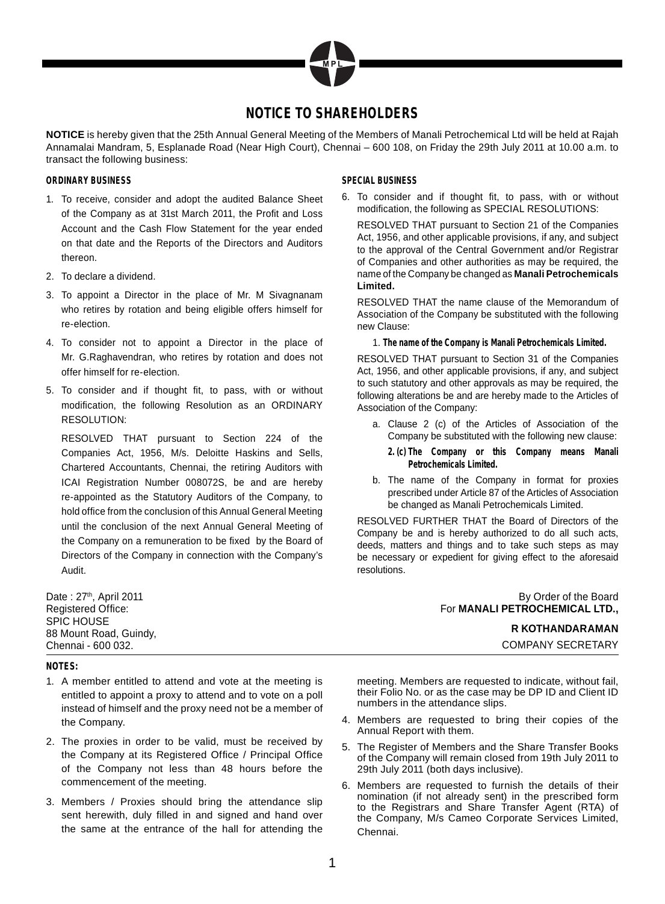# NOTICE TO SHAREHOLDERS

**NOTICE** is hereby given that the 25th Annual General Meeting of the Members of Manali Petrochemical Ltd will be held at Rajah Annamalai Mandram, 5, Esplanade Road (Near High Court), Chennai – 600 108, on Friday the 29th July 2011 at 10.00 a.m. to transact the following business:

## ORDINARY BUSINESS

1. To receive, consider and adopt the audited Balance Sheet of the Company as at 31st March 2011, the Profit and Loss Account and the Cash Flow Statement for the year ended on that date and the Reports of the Directors and Auditors thereon.
2. To declare a dividend.
3. To appoint a Director in the place of Mr. M Sivagnanam who retires by rotation and being eligible offers himself for re-election.
4. To consider not to appoint a Director in the place of Mr. G.Raghavendran, who retires by rotation and does not offer himself for re-election.
5. To consider and if thought fit, to pass, with or without modification, the following Resolution as an ORDINARY RESOLUTION:

   RESOLVED THAT pursuant to Section 224 of the Companies Act, 1956, M/s. Deloitte Haskins and Sells, Chartered Accountants, Chennai, the retiring Auditors with ICAI Registration Number 008072S, be and are hereby re-appointed as the Statutory Auditors of the Company, to hold office from the conclusion of this Annual General Meeting until the conclusion of the next Annual General Meeting of the Company on a remuneration to be fixed by the Board of Directors of the Company in connection with the Company's Audit.

## SPECIAL BUSINESS

6. To consider and if thought fit, to pass, with or without modification, the following as SPECIAL RESOLUTIONS:

   RESOLVED THAT pursuant to Section 21 of the Companies Act, 1956, and other applicable provisions, if any, and subject to the approval of the Central Government and/or Registrar of Companies and other authorities as may be required, the name of the Company be changed as **Manali Petrochemicals Limited.**

   RESOLVED THAT the name clause of the Memorandum of Association of the Company be substituted with the following new Clause:

   1. **The name of the Company is Manali Petrochemicals Limited.**

   RESOLVED THAT pursuant to Section 31 of the Companies Act, 1956, and other applicable provisions, if any, and subject to such statutory and other approvals as may be required, the following alterations be and are hereby made to the Articles of Association of the Company:

   a. Clause 2 (c) of the Articles of Association of the Company be substituted with the following new clause:

      **2. (c) The Company or this Company means Manali Petrochemicals Limited.**

   b. The name of the Company in format for proxies prescribed under Article 87 of the Articles of Association be changed as Manali Petrochemicals Limited.

   RESOLVED FURTHER THAT the Board of Directors of the Company be and is hereby authorized to do all such acts, deeds, matters and things and to take such steps as may be necessary or expedient for giving effect to the aforesaid resolutions.

Date : 27th, April 2011
Registered Office:
SPIC HOUSE
88 Mount Road, Guindy,
Chennai - 600 032.

By Order of the Board
For **MANALI PETROCHEMICAL LTD.,**

**R KOTHANDARAMAN**
COMPANY SECRETARY

## NOTES:

1. A member entitled to attend and vote at the meeting is entitled to appoint a proxy to attend and to vote on a poll instead of himself and the proxy need not be a member of the Company.
2. The proxies in order to be valid, must be received by the Company at its Registered Office / Principal Office of the Company not less than 48 hours before the commencement of the meeting.
3. Members / Proxies should bring the attendance slip sent herewith, duly filled in and signed and hand over the same at the entrance of the hall for attending the meeting. Members are requested to indicate, without fail, their Folio No. or as the case may be DP ID and Client ID numbers in the attendance slips.
4. Members are requested to bring their copies of the Annual Report with them.
5. The Register of Members and the Share Transfer Books of the Company will remain closed from 19th July 2011 to 29th July 2011 (both days inclusive).
6. Members are requested to furnish the details of their nomination (if not already sent) in the prescribed form to the Registrars and Share Transfer Agent (RTA) of the Company, M/s Cameo Corporate Services Limited, Chennai.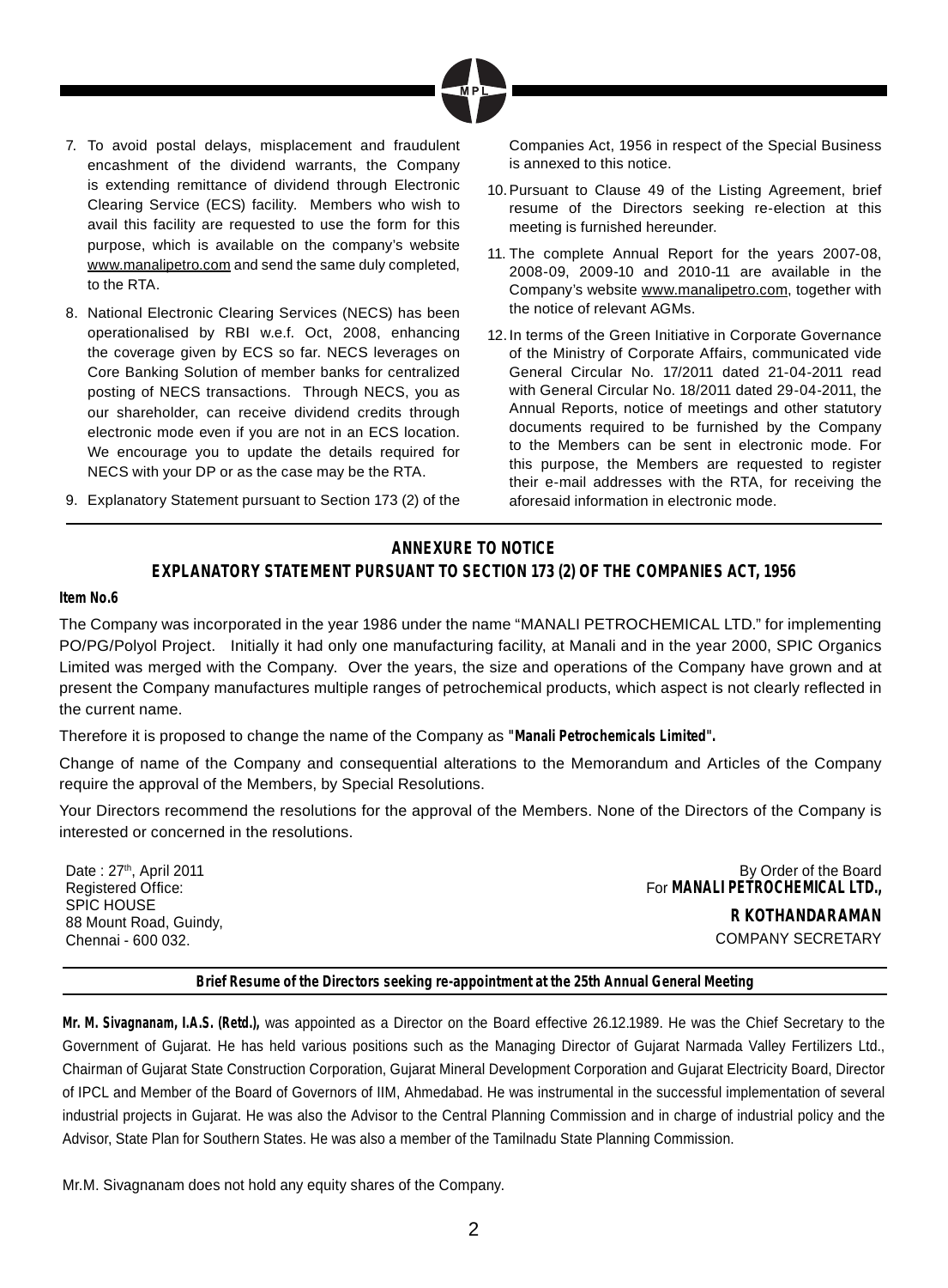7. To avoid postal delays, misplacement and fraudulent encashment of the dividend warrants, the Company is extending remittance of dividend through Electronic Clearing Service (ECS) facility. Members who wish to avail this facility are requested to use the form for this purpose, which is available on the company's website www.manalipetro.com and send the same duly completed, to the RTA.

8. National Electronic Clearing Services (NECS) has been operationalised by RBI w.e.f. Oct, 2008, enhancing the coverage given by ECS so far. NECS leverages on Core Banking Solution of member banks for centralized posting of NECS transactions. Through NECS, you as our shareholder, can receive dividend credits through electronic mode even if you are not in an ECS location. We encourage you to update the details required for NECS with your DP or as the case may be the RTA.

9. Explanatory Statement pursuant to Section 173 (2) of the Companies Act, 1956 in respect of the Special Business is annexed to this notice.

10. Pursuant to Clause 49 of the Listing Agreement, brief resume of the Directors seeking re-election at this meeting is furnished hereunder.

11. The complete Annual Report for the years 2007-08, 2008-09, 2009-10 and 2010-11 are available in the Company's website www.manalipetro.com, together with the notice of relevant AGMs.

12. In terms of the Green Initiative in Corporate Governance of the Ministry of Corporate Affairs, communicated vide General Circular No. 17/2011 dated 21-04-2011 read with General Circular No. 18/2011 dated 29-04-2011, the Annual Reports, notice of meetings and other statutory documents required to be furnished by the Company to the Members can be sent in electronic mode. For this purpose, the Members are requested to register their e-mail addresses with the RTA, for receiving the aforesaid information in electronic mode.

## ANNEXURE TO NOTICE
## EXPLANATORY STATEMENT PURSUANT TO SECTION 173 (2) OF THE COMPANIES ACT, 1956

**Item No.6**

The Company was incorporated in the year 1986 under the name "MANALI PETROCHEMICAL LTD." for implementing PO/PG/Polyol Project. Initially it had only one manufacturing facility, at Manali and in the year 2000, SPIC Organics Limited was merged with the Company. Over the years, the size and operations of the Company have grown and at present the Company manufactures multiple ranges of petrochemical products, which aspect is not clearly reflected in the current name.

Therefore it is proposed to change the name of the Company as "**Manali Petrochemicals Limited**".

Change of name of the Company and consequential alterations to the Memorandum and Articles of the Company require the approval of the Members, by Special Resolutions.

Your Directors recommend the resolutions for the approval of the Members. None of the Directors of the Company is interested or concerned in the resolutions.

Date : 27th, April 2011
Registered Office:
SPIC HOUSE
88 Mount Road, Guindy,
Chennai - 600 032.

By Order of the Board
For **MANALI PETROCHEMICAL LTD.,**

**R KOTHANDARAMAN**
COMPANY SECRETARY

**Brief Resume of the Directors seeking re-appointment at the 25th Annual General Meeting**

**Mr. M. Sivagnanam, I.A.S. (Retd.),** was appointed as a Director on the Board effective 26.12.1989. He was the Chief Secretary to the Government of Gujarat. He has held various positions such as the Managing Director of Gujarat Narmada Valley Fertilizers Ltd., Chairman of Gujarat State Construction Corporation, Gujarat Mineral Development Corporation and Gujarat Electricity Board, Director of IPCL and Member of the Board of Governors of IIM, Ahmedabad. He was instrumental in the successful implementation of several industrial projects in Gujarat. He was also the Advisor to the Central Planning Commission and in charge of industrial policy and the Advisor, State Plan for Southern States. He was also a member of the Tamilnadu State Planning Commission.

Mr.M. Sivagnanam does not hold any equity shares of the Company.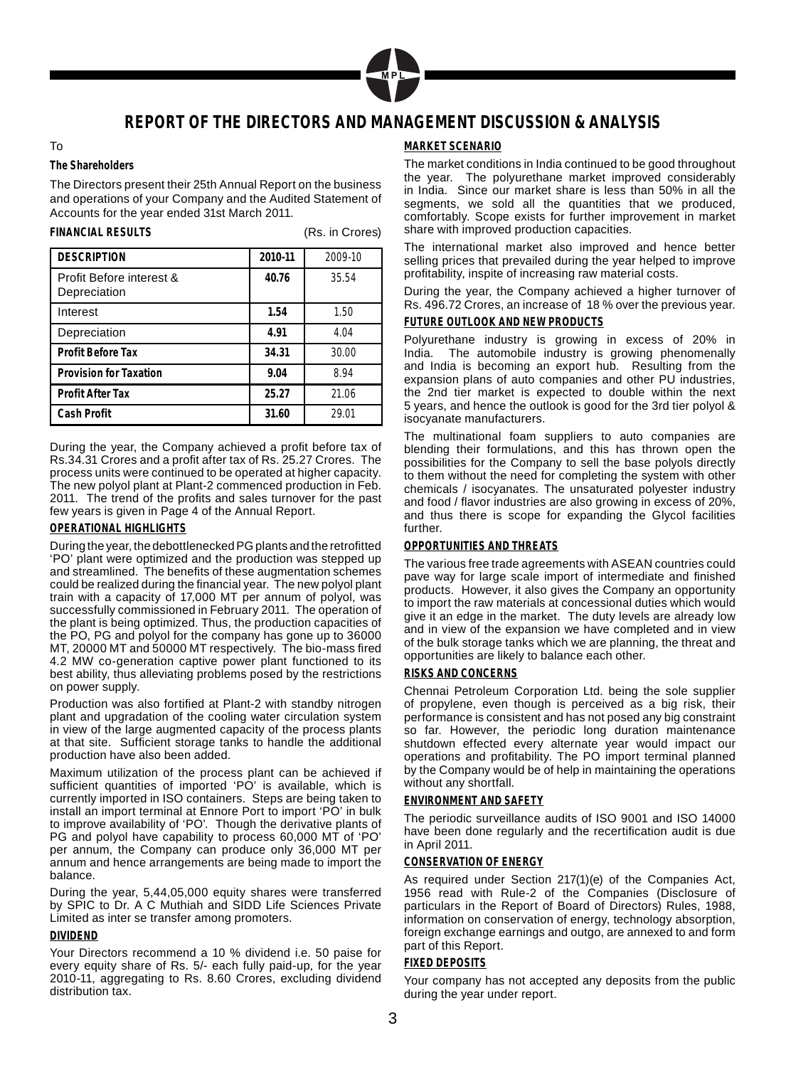# REPORT OF THE DIRECTORS AND MANAGEMENT DISCUSSION & ANALYSIS

To

**The Shareholders**

The Directors present their 25th Annual Report on the business and operations of your Company and the Audited Statement of Accounts for the year ended 31st March 2011.

**FINANCIAL RESULTS** (Rs. in Crores)

| DESCRIPTION | 2010-11 | 2009-10 |
|---|---|---|
| Profit Before interest & Depreciation | **40.76** | 35.54 |
| Interest | **1.54** | 1.50 |
| Depreciation | **4.91** | 4.04 |
| **Profit Before Tax** | **34.31** | 30.00 |
| **Provision for Taxation** | **9.04** | 8.94 |
| **Profit After Tax** | **25.27** | 21.06 |
| **Cash Profit** | **31.60** | 29.01 |

During the year, the Company achieved a profit before tax of Rs.34.31 Crores and a profit after tax of Rs. 25.27 Crores. The process units were continued to be operated at higher capacity. The new polyol plant at Plant-2 commenced production in Feb. 2011. The trend of the profits and sales turnover for the past few years is given in Page 4 of the Annual Report.

**OPERATIONAL HIGHLIGHTS**

During the year, the debottlenecked PG plants and the retrofitted 'PO' plant were optimized and the production was stepped up and streamlined. The benefits of these augmentation schemes could be realized during the financial year. The new polyol plant train with a capacity of 17,000 MT per annum of polyol, was successfully commissioned in February 2011. The operation of the plant is being optimized. Thus, the production capacities of the PO, PG and polyol for the company has gone up to 36000 MT, 20000 MT and 50000 MT respectively. The bio-mass fired 4.2 MW co-generation captive power plant functioned to its best ability, thus alleviating problems posed by the restrictions on power supply.

Production was also fortified at Plant-2 with standby nitrogen plant and upgradation of the cooling water circulation system in view of the large augmented capacity of the process plants at that site. Sufficient storage tanks to handle the additional production have also been added.

Maximum utilization of the process plant can be achieved if sufficient quantities of imported 'PO' is available, which is currently imported in ISO containers. Steps are being taken to install an import terminal at Ennore Port to import 'PO' in bulk to improve availability of 'PO'. Though the derivative plants of PG and polyol have capability to process 60,000 MT of 'PO' per annum, the Company can produce only 36,000 MT per annum and hence arrangements are being made to import the balance.

During the year, 5,44,05,000 equity shares were transferred by SPIC to Dr. A C Muthiah and SIDD Life Sciences Private Limited as inter se transfer among promoters.

**DIVIDEND**

Your Directors recommend a 10 % dividend i.e. 50 paise for every equity share of Rs. 5/- each fully paid-up, for the year 2010-11, aggregating to Rs. 8.60 Crores, excluding dividend distribution tax.

**MARKET SCENARIO**

The market conditions in India continued to be good throughout the year. The polyurethane market improved considerably in India. Since our market share is less than 50% in all the segments, we sold all the quantities that we produced, comfortably. Scope exists for further improvement in market share with improved production capacities.

The international market also improved and hence better selling prices that prevailed during the year helped to improve profitability, inspite of increasing raw material costs.

During the year, the Company achieved a higher turnover of Rs. 496.72 Crores, an increase of 18 % over the previous year.

**FUTURE OUTLOOK AND NEW PRODUCTS**

Polyurethane industry is growing in excess of 20% in India. The automobile industry is growing phenomenally and India is becoming an export hub. Resulting from the expansion plans of auto companies and other PU industries, the 2nd tier market is expected to double within the next 5 years, and hence the outlook is good for the 3rd tier polyol & isocyanate manufacturers.

The multinational foam suppliers to auto companies are blending their formulations, and this has thrown open the possibilities for the Company to sell the base polyols directly to them without the need for completing the system with other chemicals / isocyanates. The unsaturated polyester industry and food / flavor industries are also growing in excess of 20%, and thus there is scope for expanding the Glycol facilities further.

**OPPORTUNITIES AND THREATS**

The various free trade agreements with ASEAN countries could pave way for large scale import of intermediate and finished products. However, it also gives the Company an opportunity to import the raw materials at concessional duties which would give it an edge in the market. The duty levels are already low and in view of the expansion we have completed and in view of the bulk storage tanks which we are planning, the threat and opportunities are likely to balance each other.

**RISKS AND CONCERNS**

Chennai Petroleum Corporation Ltd. being the sole supplier of propylene, even though is perceived as a big risk, their performance is consistent and has not posed any big constraint so far. However, the periodic long duration maintenance shutdown effected every alternate year would impact our operations and profitability. The PO import terminal planned by the Company would be of help in maintaining the operations without any shortfall.

**ENVIRONMENT AND SAFETY**

The periodic surveillance audits of ISO 9001 and ISO 14000 have been done regularly and the recertification audit is due in April 2011.

**CONSERVATION OF ENERGY**

As required under Section 217(1)(e) of the Companies Act, 1956 read with Rule-2 of the Companies (Disclosure of particulars in the Report of Board of Directors) Rules, 1988, information on conservation of energy, technology absorption, foreign exchange earnings and outgo, are annexed to and form part of this Report.

**FIXED DEPOSITS**

Your company has not accepted any deposits from the public during the year under report.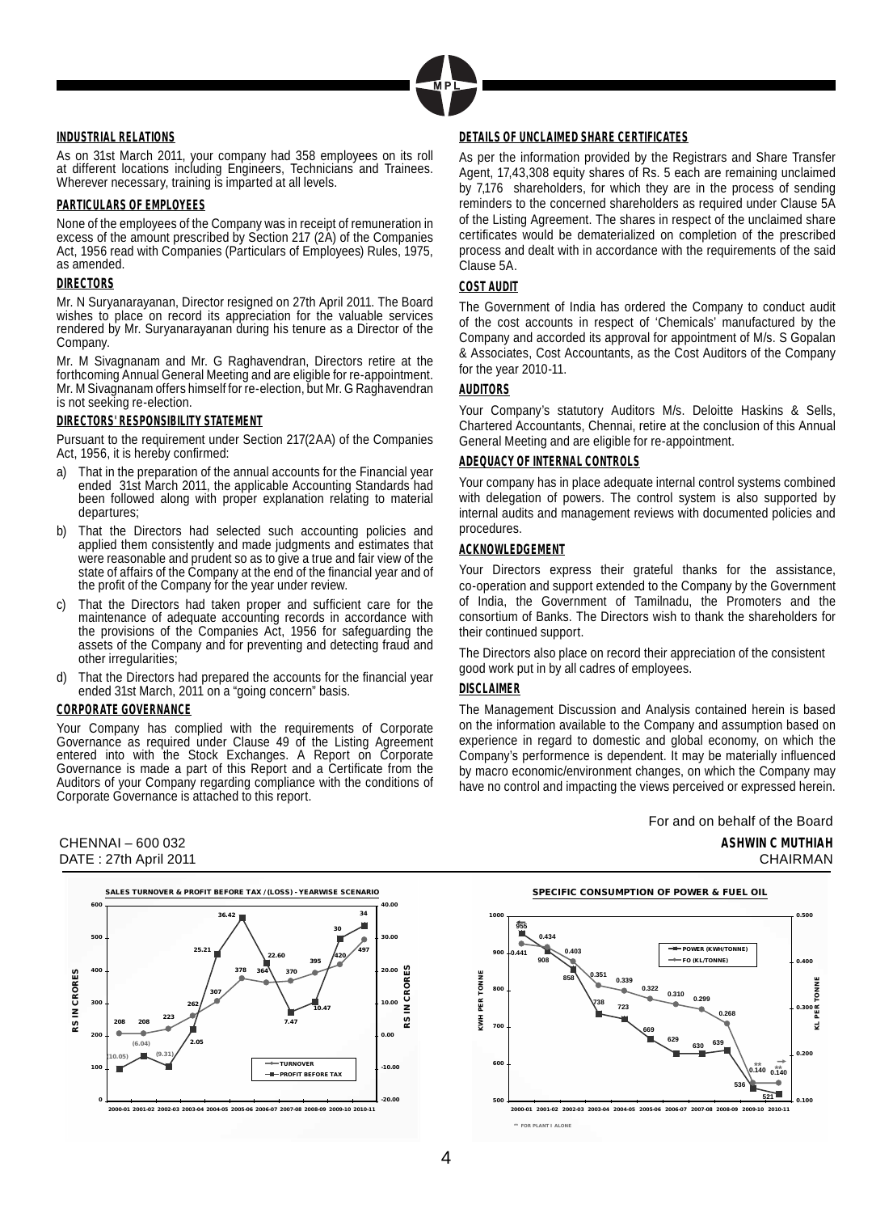## INDUSTRIAL RELATIONS

As on 31st March 2011, your company had 358 employees on its roll at different locations including Engineers, Technicians and Trainees. Wherever necessary, training is imparted at all levels.

## PARTICULARS OF EMPLOYEES

None of the employees of the Company was in receipt of remuneration in excess of the amount prescribed by Section 217 (2A) of the Companies Act, 1956 read with Companies (Particulars of Employees) Rules, 1975, as amended.

## DIRECTORS

Mr. N Suryanarayanan, Director resigned on 27th April 2011. The Board wishes to place on record its appreciation for the valuable services rendered by Mr. Suryanarayanan during his tenure as a Director of the Company.

Mr. M Sivagnanam and Mr. G Raghavendran, Directors retire at the forthcoming Annual General Meeting and are eligible for re-appointment. Mr. M Sivagnanam offers himself for re-election, but Mr. G Raghavendran is not seeking re-election.

## DIRECTORS' RESPONSIBILITY STATEMENT

Pursuant to the requirement under Section 217(2AA) of the Companies Act, 1956, it is hereby confirmed:

a) That in the preparation of the annual accounts for the Financial year ended 31st March 2011, the applicable Accounting Standards had been followed along with proper explanation relating to material departures;

b) That the Directors had selected such accounting policies and applied them consistently and made judgments and estimates that were reasonable and prudent so as to give a true and fair view of the state of affairs of the Company at the end of the financial year and of the profit of the Company for the year under review.

c) That the Directors had taken proper and sufficient care for the maintenance of adequate accounting records in accordance with the provisions of the Companies Act, 1956 for safeguarding the assets of the Company and for preventing and detecting fraud and other irregularities;

d) That the Directors had prepared the accounts for the financial year ended 31st March, 2011 on a "going concern" basis.

## CORPORATE GOVERNANCE

Your Company has complied with the requirements of Corporate Governance as required under Clause 49 of the Listing Agreement entered into with the Stock Exchanges. A Report on Corporate Governance is made a part of this Report and a Certificate from the Auditors of your Company regarding compliance with the conditions of Corporate Governance is attached to this report.

## DETAILS OF UNCLAIMED SHARE CERTIFICATES

As per the information provided by the Registrars and Share Transfer Agent, 17,43,308 equity shares of Rs. 5 each are remaining unclaimed by 7,176 shareholders, for which they are in the process of sending reminders to the concerned shareholders as required under Clause 5A of the Listing Agreement. The shares in respect of the unclaimed share certificates would be dematerialized on completion of the prescribed process and dealt with in accordance with the requirements of the said Clause 5A.

## COST AUDIT

The Government of India has ordered the Company to conduct audit of the cost accounts in respect of 'Chemicals' manufactured by the Company and accorded its approval for appointment of M/s. S Gopalan & Associates, Cost Accountants, as the Cost Auditors of the Company for the year 2010-11.

## AUDITORS

Your Company's statutory Auditors M/s. Deloitte Haskins & Sells, Chartered Accountants, Chennai, retire at the conclusion of this Annual General Meeting and are eligible for re-appointment.

## ADEQUACY OF INTERNAL CONTROLS

Your company has in place adequate internal control systems combined with delegation of powers. The control system is also supported by internal audits and management reviews with documented policies and procedures.

## ACKNOWLEDGEMENT

Your Directors express their grateful thanks for the assistance, co-operation and support extended to the Company by the Government of India, the Government of Tamilnadu, the Promoters and the consortium of Banks. The Directors wish to thank the shareholders for their continued support.

The Directors also place on record their appreciation of the consistent good work put in by all cadres of employees.

## DISCLAIMER

The Management Discussion and Analysis contained herein is based on the information available to the Company and assumption based on experience in regard to domestic and global economy, on which the Company's performence is dependent. It may be materially influenced by macro economic/environment changes, on which the Company may have no control and impacting the views perceived or expressed herein.

For and on behalf of the Board

CHENNAI – 600 032
DATE : 27th April 2011

**ASHWIN C MUTHIAH**
CHAIRMAN

**SALES TURNOVER & PROFIT BEFORE TAX / (LOSS) - YEARWISE SCENARIO**

| Year | Turnover (Rs in Crores) | Profit Before Tax (Rs in Crores) |
|---|---|---|
| 2000-01 | 208 | (10.05) |
| 2001-02 | 208 | (6.04) |
| 2002-03 | 223 | (9.31) |
| 2003-04 | 262 | 2.05 |
| 2004-05 | 307 | 25.21 |
| 2005-06 | 378 | 36.42 |
| 2006-07 | 364 | 22.60 |
| 2007-08 | 370 | 7.47 |
| 2008-09 | 395 | 10.47 |
| 2009-10 | 420 | 30 |
| 2010-11 | 497 | 34 |

**SPECIFIC CONSUMPTION OF POWER & FUEL OIL**

| Year | Power (KWH/Tonne) | FO (KL/Tonne) |
|---|---|---|
| 2000-01 | 955 | 0.441 |
| 2001-02 | 908 | 0.434 |
| 2002-03 | 858 | 0.403 |
| 2003-04 | 738 | 0.351 |
| 2004-05 | 723 | 0.339 |
| 2005-06 | 669 | 0.322 |
| 2006-07 | 629 | 0.310 |
| 2007-08 | 630 | 0.299 |
| 2008-09 | 639 | 0.268 |
| 2009-10 | 536 | 0.140** |
| 2010-11 | 521 | 0.140** |

** FOR PLANT I ALONE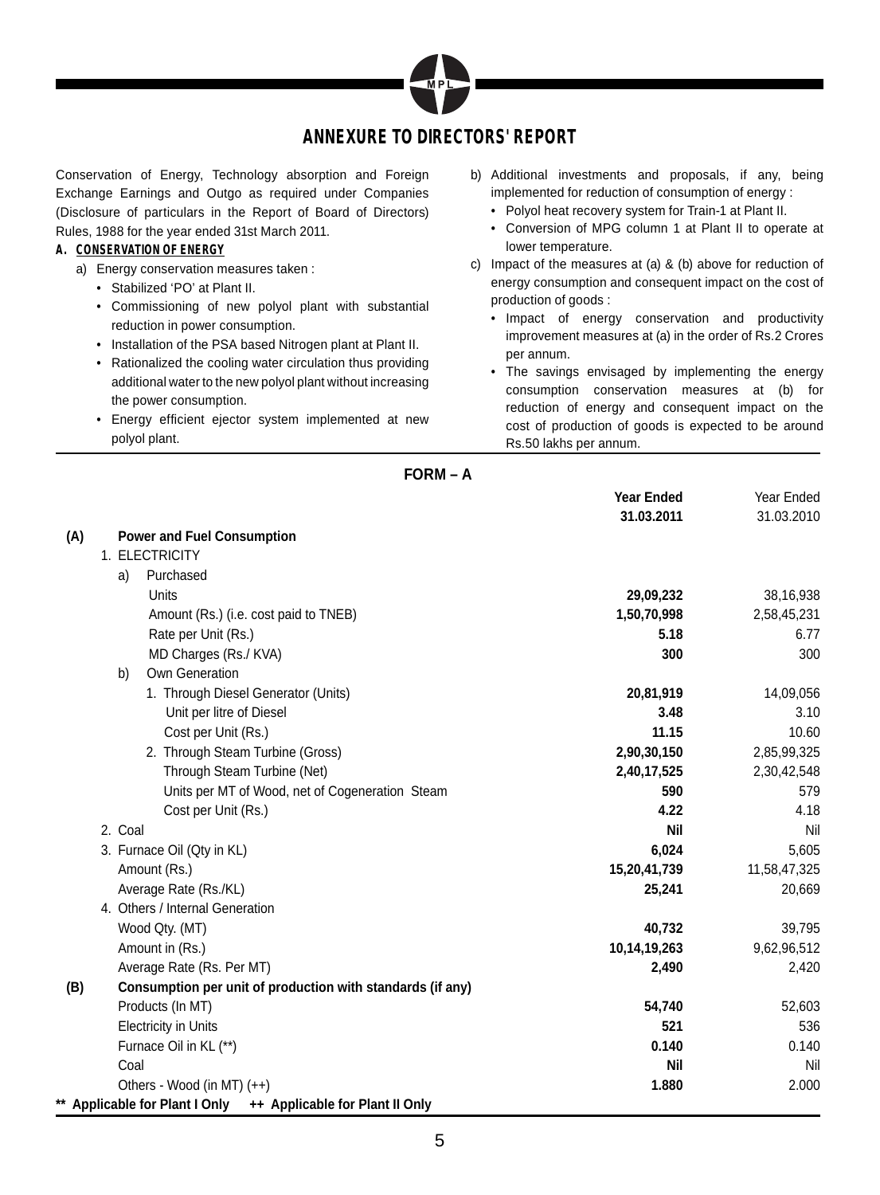# ANNEXURE TO DIRECTORS' REPORT

Conservation of Energy, Technology absorption and Foreign Exchange Earnings and Outgo as required under Companies (Disclosure of particulars in the Report of Board of Directors) Rules, 1988 for the year ended 31st March 2011.

**A. CONSERVATION OF ENERGY**

a) Energy conservation measures taken :
   - Stabilized 'PO' at Plant II.
   - Commissioning of new polyol plant with substantial reduction in power consumption.
   - Installation of the PSA based Nitrogen plant at Plant II.
   - Rationalized the cooling water circulation thus providing additional water to the new polyol plant without increasing the power consumption.
   - Energy efficient ejector system implemented at new polyol plant.

b) Additional investments and proposals, if any, being implemented for reduction of consumption of energy :
   - Polyol heat recovery system for Train-1 at Plant II.
   - Conversion of MPG column 1 at Plant II to operate at lower temperature.

c) Impact of the measures at (a) & (b) above for reduction of energy consumption and consequent impact on the cost of production of goods :
   - Impact of energy conservation and productivity improvement measures at (a) in the order of Rs.2 Crores per annum.
   - The savings envisaged by implementing the energy consumption conservation measures at (b) for reduction of energy and consequent impact on the cost of production of goods is expected to be around Rs.50 lakhs per annum.

## FORM – A

| | | Year Ended 31.03.2011 | Year Ended 31.03.2010 |
|---|---|---|---|
| **(A)** | **Power and Fuel Consumption** | | |
| | 1. ELECTRICITY | | |
| | a) Purchased | | |
| | Units | **29,09,232** | 38,16,938 |
| | Amount (Rs.) (i.e. cost paid to TNEB) | **1,50,70,998** | 2,58,45,231 |
| | Rate per Unit (Rs.) | **5.18** | 6.77 |
| | MD Charges (Rs./ KVA) | **300** | 300 |
| | b) Own Generation | | |
| | 1. Through Diesel Generator (Units) | **20,81,919** | 14,09,056 |
| | Unit per litre of Diesel | **3.48** | 3.10 |
| | Cost per Unit (Rs.) | **11.15** | 10.60 |
| | 2. Through Steam Turbine (Gross) | **2,90,30,150** | 2,85,99,325 |
| | Through Steam Turbine (Net) | **2,40,17,525** | 2,30,42,548 |
| | Units per MT of Wood, net of Cogeneration Steam | **590** | 579 |
| | Cost per Unit (Rs.) | **4.22** | 4.18 |
| | 2. Coal | **Nil** | Nil |
| | 3. Furnace Oil (Qty in KL) | **6,024** | 5,605 |
| | Amount (Rs.) | **15,20,41,739** | 11,58,47,325 |
| | Average Rate (Rs./KL) | **25,241** | 20,669 |
| | 4. Others / Internal Generation | | |
| | Wood Qty. (MT) | **40,732** | 39,795 |
| | Amount in (Rs.) | **10,14,19,263** | 9,62,96,512 |
| | Average Rate (Rs. Per MT) | **2,490** | 2,420 |
| **(B)** | **Consumption per unit of production with standards (if any)** | | |
| | Products (In MT) | **54,740** | 52,603 |
| | Electricity in Units | **521** | 536 |
| | Furnace Oil in KL (**) | **0.140** | 0.140 |
| | Coal | **Nil** | Nil |
| | Others - Wood (in MT) (++) | **1.880** | 2.000 |

**\*\* Applicable for Plant I Only  ++ Applicable for Plant II Only**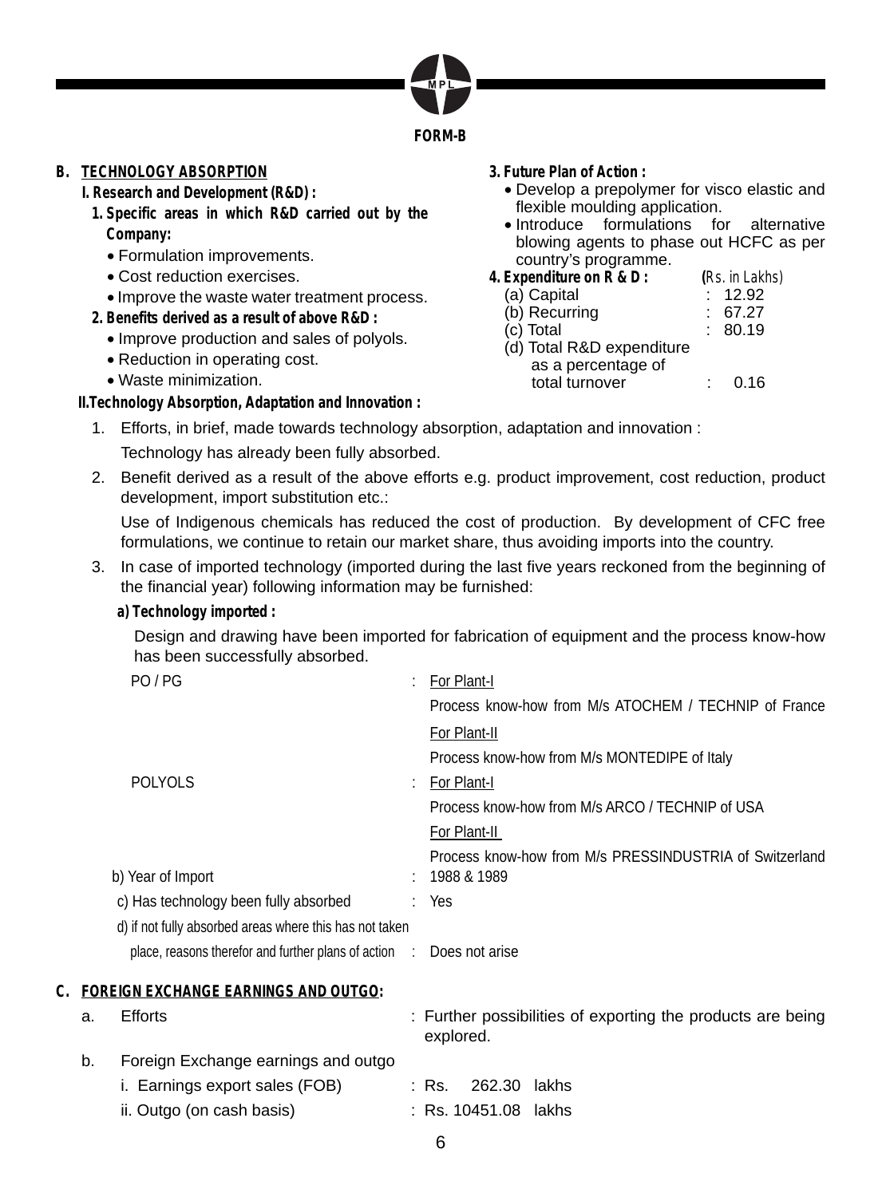**FORM-B**

## B. TECHNOLOGY ABSORPTION

### I. Research and Development (R&D) :

**1. Specific areas in which R&D carried out by the Company:**

- Formulation improvements.
- Cost reduction exercises.
- Improve the waste water treatment process.

**2. Benefits derived as a result of above R&D :**

- Improve production and sales of polyols.
- Reduction in operating cost.
- Waste minimization.

**3. Future Plan of Action :**

- Develop a prepolymer for visco elastic and flexible moulding application.
- Introduce formulations for alternative blowing agents to phase out HCFC as per country's programme.

**4. Expenditure on R & D :** (Rs. in Lakhs)

| | | |
|---|---|---|
| (a) Capital | : | 12.92 |
| (b) Recurring | : | 67.27 |
| (c) Total | : | 80.19 |
| (d) Total R&D expenditure as a percentage of total turnover | : | 0.16 |

### II. Technology Absorption, Adaptation and Innovation :

1. Efforts, in brief, made towards technology absorption, adaptation and innovation :

   Technology has already been fully absorbed.

2. Benefit derived as a result of the above efforts e.g. product improvement, cost reduction, product development, import substitution etc.:

   Use of Indigenous chemicals has reduced the cost of production. By development of CFC free formulations, we continue to retain our market share, thus avoiding imports into the country.

3. In case of imported technology (imported during the last five years reckoned from the beginning of the financial year) following information may be furnished:

   **a) Technology imported :**

   Design and drawing have been imported for fabrication of equipment and the process know-how has been successfully absorbed.

| | | |
|---|---|---|
| PO / PG | : | For Plant-I<br>Process know-how from M/s ATOCHEM / TECHNIP of France<br>For Plant-II<br>Process know-how from M/s MONTEDIPE of Italy |
| POLYOLS | : | For Plant-I<br>Process know-how from M/s ARCO / TECHNIP of USA<br>For Plant-II<br>Process know-how from M/s PRESSINDUSTRIA of Switzerland |
| b) Year of Import | : | 1988 & 1989 |
| c) Has technology been fully absorbed | : | Yes |
| d) if not fully absorbed areas where this has not taken place, reasons therefor and further plans of action | : | Does not arise |

## C. FOREIGN EXCHANGE EARNINGS AND OUTGO:

a. Efforts : Further possibilities of exporting the products are being explored.

b. Foreign Exchange earnings and outgo

| | | |
|---|---|---|
| i. Earnings export sales (FOB) | : | Rs. 262.30 lakhs |
| ii. Outgo (on cash basis) | : | Rs. 10451.08 lakhs |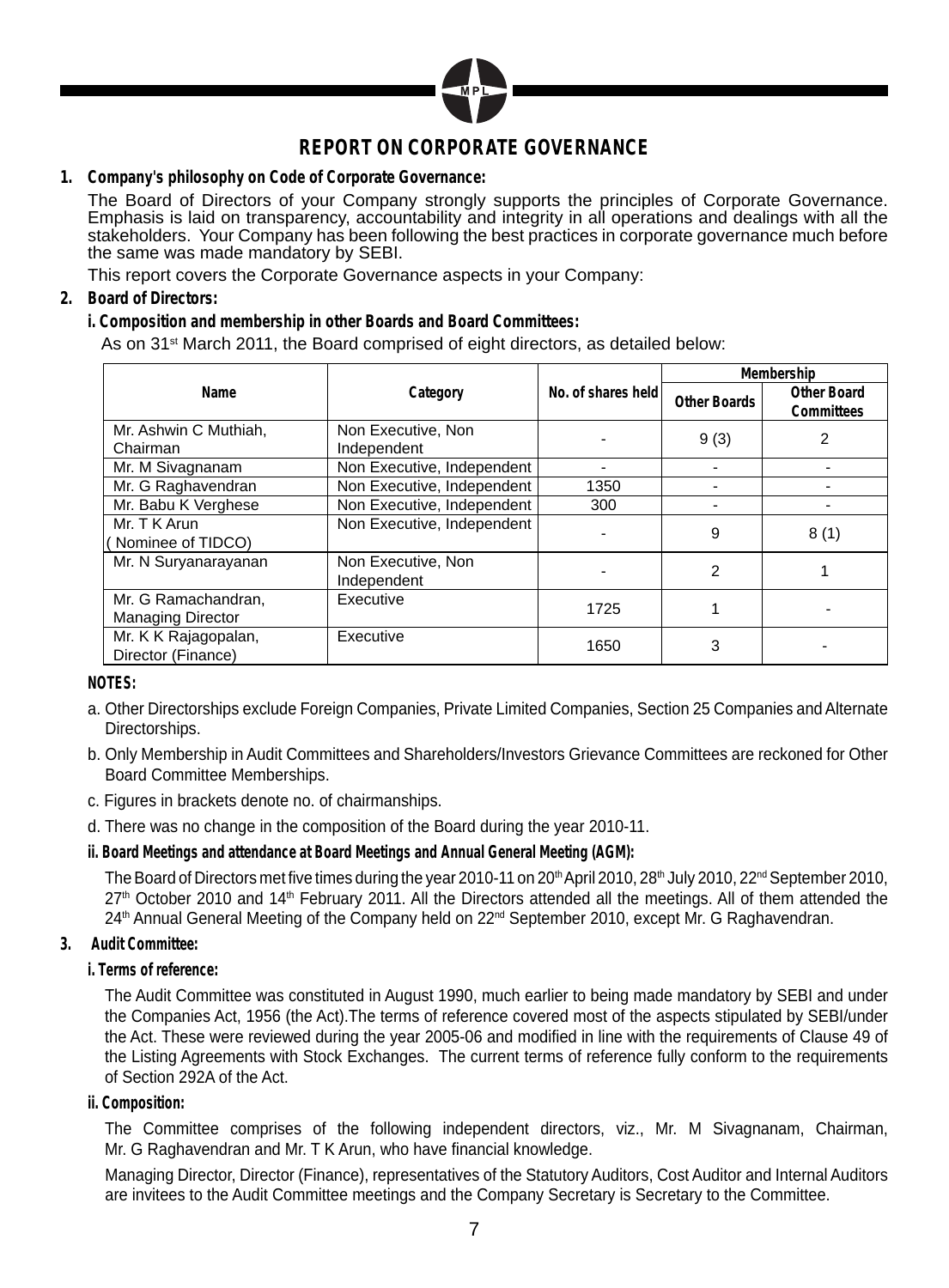# REPORT ON CORPORATE GOVERNANCE

**1. Company's philosophy on Code of Corporate Governance:**

The Board of Directors of your Company strongly supports the principles of Corporate Governance. Emphasis is laid on transparency, accountability and integrity in all operations and dealings with all the stakeholders. Your Company has been following the best practices in corporate governance much before the same was made mandatory by SEBI.

This report covers the Corporate Governance aspects in your Company:

**2. Board of Directors:**

**i. Composition and membership in other Boards and Board Committees:**

As on 31st March 2011, the Board comprised of eight directors, as detailed below:

| Name | Category | No. of shares held | Membership | |
|---|---|---|---|---|
| | | | Other Boards | Other Board Committees |
| Mr. Ashwin C Muthiah, Chairman | Non Executive, Non Independent | - | 9 (3) | 2 |
| Mr. M Sivagnanam | Non Executive, Independent | - | - | - |
| Mr. G Raghavendran | Non Executive, Independent | 1350 | - | - |
| Mr. Babu K Verghese | Non Executive, Independent | 300 | - | - |
| Mr. T K Arun ( Nominee of TIDCO) | Non Executive, Independent | - | 9 | 8 (1) |
| Mr. N Suryanarayanan | Non Executive, Non Independent | - | 2 | 1 |
| Mr. G Ramachandran, Managing Director | Executive | 1725 | 1 | - |
| Mr. K K Rajagopalan, Director (Finance) | Executive | 1650 | 3 | - |

**NOTES:**

a. Other Directorships exclude Foreign Companies, Private Limited Companies, Section 25 Companies and Alternate Directorships.

b. Only Membership in Audit Committees and Shareholders/Investors Grievance Committees are reckoned for Other Board Committee Memberships.

c. Figures in brackets denote no. of chairmanships.

d. There was no change in the composition of the Board during the year 2010-11.

**ii. Board Meetings and attendance at Board Meetings and Annual General Meeting (AGM):**

The Board of Directors met five times during the year 2010-11 on 20th April 2010, 28th July 2010, 22nd September 2010, 27th October 2010 and 14th February 2011. All the Directors attended all the meetings. All of them attended the 24th Annual General Meeting of the Company held on 22nd September 2010, except Mr. G Raghavendran.

**3. Audit Committee:**

**i. Terms of reference:**

The Audit Committee was constituted in August 1990, much earlier to being made mandatory by SEBI and under the Companies Act, 1956 (the Act).The terms of reference covered most of the aspects stipulated by SEBI/under the Act. These were reviewed during the year 2005-06 and modified in line with the requirements of Clause 49 of the Listing Agreements with Stock Exchanges. The current terms of reference fully conform to the requirements of Section 292A of the Act.

**ii. Composition:**

The Committee comprises of the following independent directors, viz., Mr. M Sivagnanam, Chairman, Mr. G Raghavendran and Mr. T K Arun, who have financial knowledge.

Managing Director, Director (Finance), representatives of the Statutory Auditors, Cost Auditor and Internal Auditors are invitees to the Audit Committee meetings and the Company Secretary is Secretary to the Committee.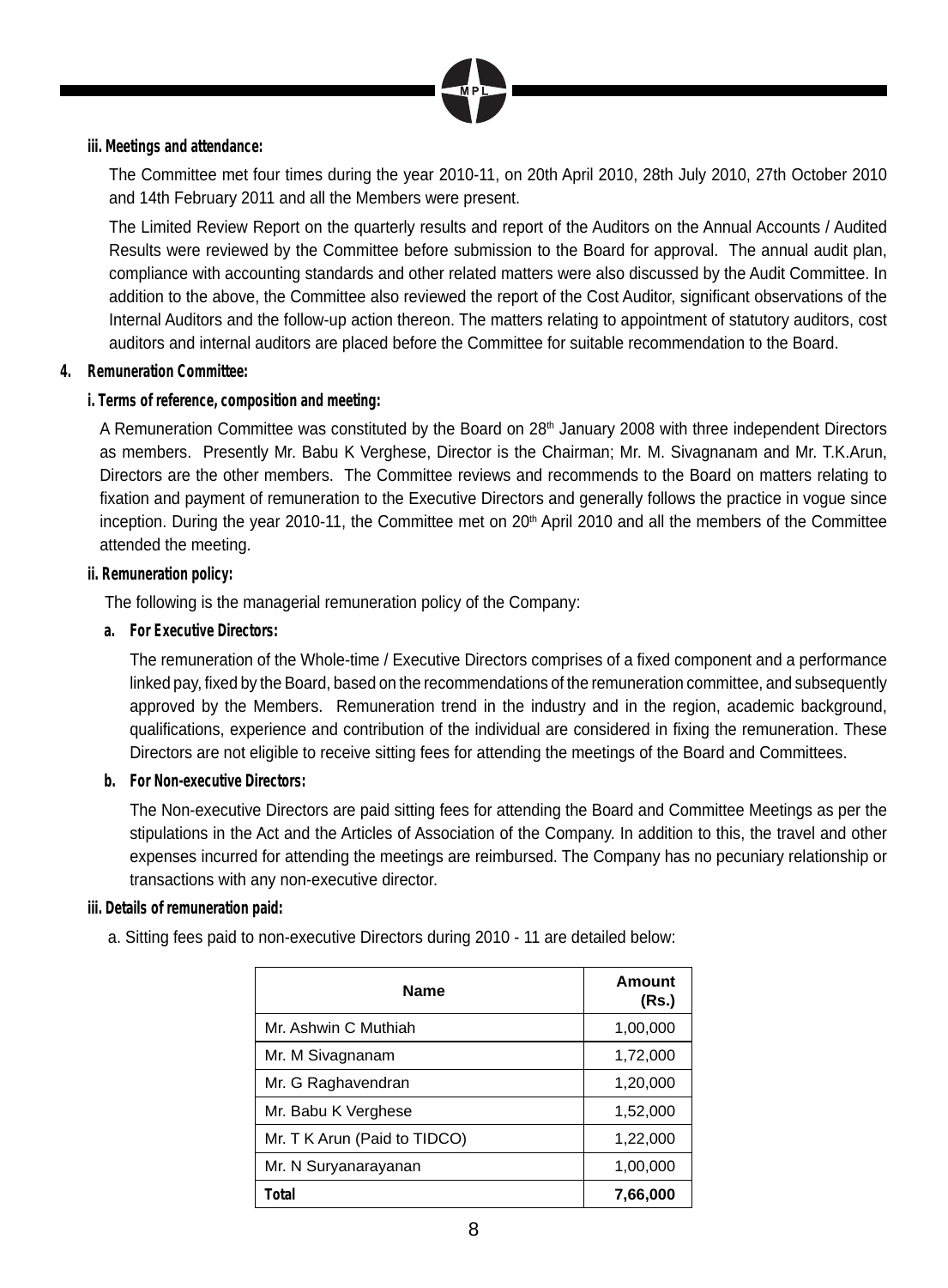### iii. Meetings and attendance:

The Committee met four times during the year 2010-11, on 20th April 2010, 28th July 2010, 27th October 2010 and 14th February 2011 and all the Members were present.

The Limited Review Report on the quarterly results and report of the Auditors on the Annual Accounts / Audited Results were reviewed by the Committee before submission to the Board for approval. The annual audit plan, compliance with accounting standards and other related matters were also discussed by the Audit Committee. In addition to the above, the Committee also reviewed the report of the Cost Auditor, significant observations of the Internal Auditors and the follow-up action thereon. The matters relating to appointment of statutory auditors, cost auditors and internal auditors are placed before the Committee for suitable recommendation to the Board.

## 4. Remuneration Committee:

### i. Terms of reference, composition and meeting:

A Remuneration Committee was constituted by the Board on 28th January 2008 with three independent Directors as members. Presently Mr. Babu K Verghese, Director is the Chairman; Mr. M. Sivagnanam and Mr. T.K.Arun, Directors are the other members. The Committee reviews and recommends to the Board on matters relating to fixation and payment of remuneration to the Executive Directors and generally follows the practice in vogue since inception. During the year 2010-11, the Committee met on 20th April 2010 and all the members of the Committee attended the meeting.

### ii. Remuneration policy:

The following is the managerial remuneration policy of the Company:

**a. For Executive Directors:**

The remuneration of the Whole-time / Executive Directors comprises of a fixed component and a performance linked pay, fixed by the Board, based on the recommendations of the remuneration committee, and subsequently approved by the Members. Remuneration trend in the industry and in the region, academic background, qualifications, experience and contribution of the individual are considered in fixing the remuneration. These Directors are not eligible to receive sitting fees for attending the meetings of the Board and Committees.

**b. For Non-executive Directors:**

The Non-executive Directors are paid sitting fees for attending the Board and Committee Meetings as per the stipulations in the Act and the Articles of Association of the Company. In addition to this, the travel and other expenses incurred for attending the meetings are reimbursed. The Company has no pecuniary relationship or transactions with any non-executive director.

### iii. Details of remuneration paid:

a. Sitting fees paid to non-executive Directors during 2010 - 11 are detailed below:

| Name | Amount (Rs.) |
|---|---|
| Mr. Ashwin C Muthiah | 1,00,000 |
| Mr. M Sivagnanam | 1,72,000 |
| Mr. G Raghavendran | 1,20,000 |
| Mr. Babu K Verghese | 1,52,000 |
| Mr. T K Arun (Paid to TIDCO) | 1,22,000 |
| Mr. N Suryanarayanan | 1,00,000 |
| **Total** | **7,66,000** |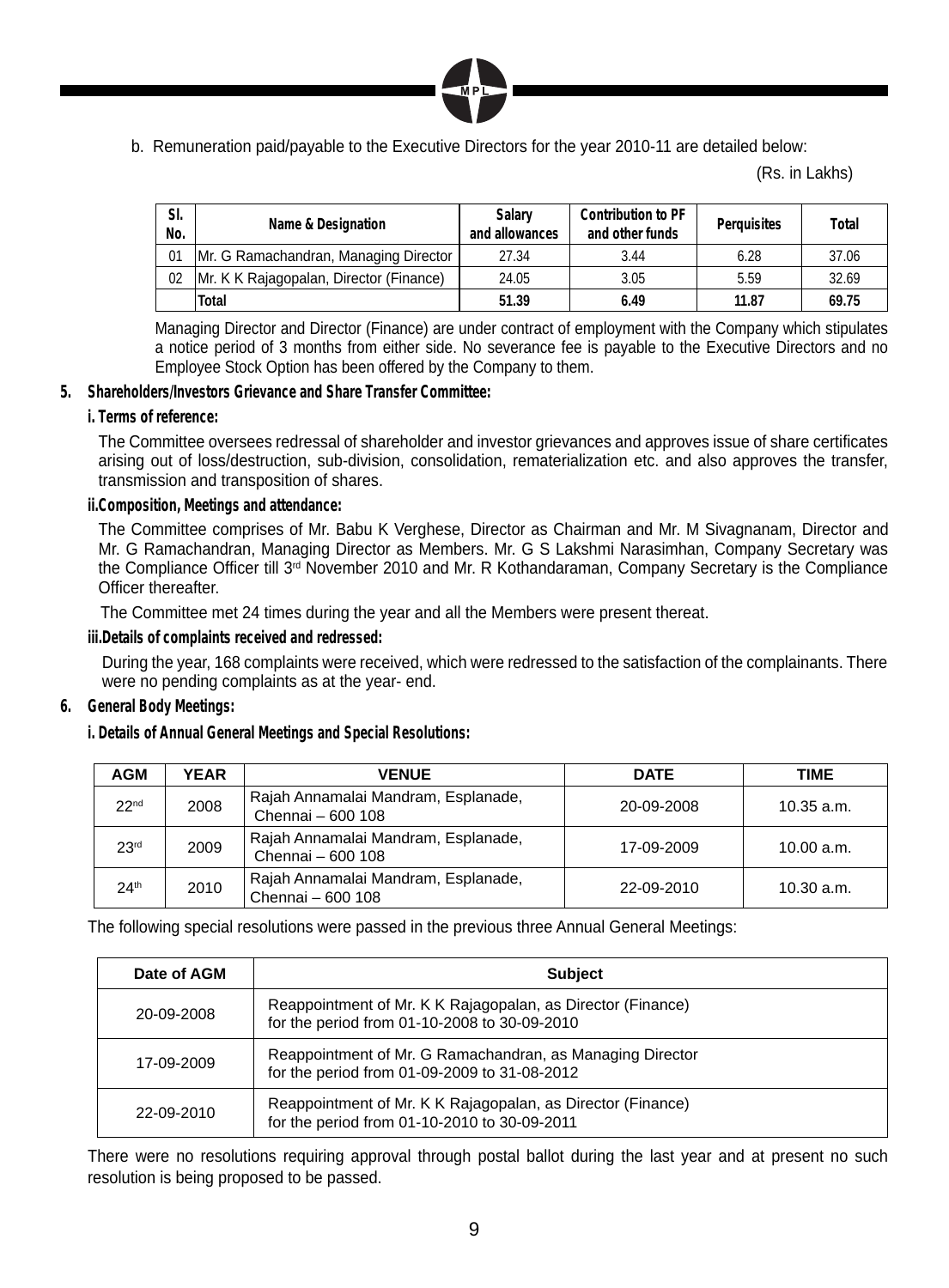b. Remuneration paid/payable to the Executive Directors for the year 2010-11 are detailed below:

(Rs. in Lakhs)

| Sl. No. | Name & Designation | Salary and allowances | Contribution to PF and other funds | Perquisites | Total |
|---|---|---|---|---|---|
| 01 | Mr. G Ramachandran, Managing Director | 27.34 | 3.44 | 6.28 | 37.06 |
| 02 | Mr. K K Rajagopalan, Director (Finance) | 24.05 | 3.05 | 5.59 | 32.69 |
| | **Total** | **51.39** | **6.49** | **11.87** | **69.75** |

Managing Director and Director (Finance) are under contract of employment with the Company which stipulates a notice period of 3 months from either side. No severance fee is payable to the Executive Directors and no Employee Stock Option has been offered by the Company to them.

**5. Shareholders/Investors Grievance and Share Transfer Committee:**

**i. Terms of reference:**

The Committee oversees redressal of shareholder and investor grievances and approves issue of share certificates arising out of loss/destruction, sub-division, consolidation, rematerialization etc. and also approves the transfer, transmission and transposition of shares.

**ii. Composition, Meetings and attendance:**

The Committee comprises of Mr. Babu K Verghese, Director as Chairman and Mr. M Sivagnanam, Director and Mr. G Ramachandran, Managing Director as Members. Mr. G S Lakshmi Narasimhan, Company Secretary was the Compliance Officer till 3rd November 2010 and Mr. R Kothandaraman, Company Secretary is the Compliance Officer thereafter.

The Committee met 24 times during the year and all the Members were present thereat.

**iii. Details of complaints received and redressed:**

During the year, 168 complaints were received, which were redressed to the satisfaction of the complainants. There were no pending complaints as at the year- end.

**6. General Body Meetings:**

**i. Details of Annual General Meetings and Special Resolutions:**

| AGM | YEAR | VENUE | DATE | TIME |
|---|---|---|---|---|
| 22nd | 2008 | Rajah Annamalai Mandram, Esplanade, Chennai – 600 108 | 20-09-2008 | 10.35 a.m. |
| 23rd | 2009 | Rajah Annamalai Mandram, Esplanade, Chennai – 600 108 | 17-09-2009 | 10.00 a.m. |
| 24th | 2010 | Rajah Annamalai Mandram, Esplanade, Chennai – 600 108 | 22-09-2010 | 10.30 a.m. |

The following special resolutions were passed in the previous three Annual General Meetings:

| Date of AGM | Subject |
|---|---|
| 20-09-2008 | Reappointment of Mr. K K Rajagopalan, as Director (Finance) for the period from 01-10-2008 to 30-09-2010 |
| 17-09-2009 | Reappointment of Mr. G Ramachandran, as Managing Director for the period from 01-09-2009 to 31-08-2012 |
| 22-09-2010 | Reappointment of Mr. K K Rajagopalan, as Director (Finance) for the period from 01-10-2010 to 30-09-2011 |

There were no resolutions requiring approval through postal ballot during the last year and at present no such resolution is being proposed to be passed.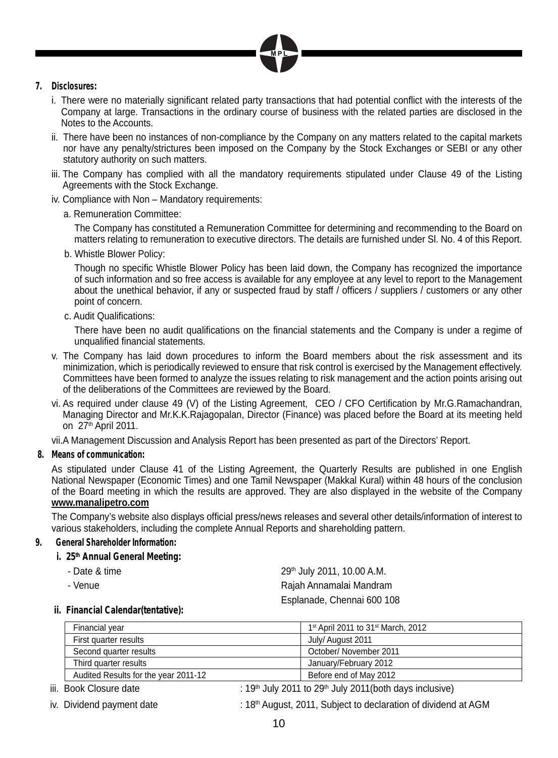## 7. Disclosures:

i. There were no materially significant related party transactions that had potential conflict with the interests of the Company at large. Transactions in the ordinary course of business with the related parties are disclosed in the Notes to the Accounts.

ii. There have been no instances of non-compliance by the Company on any matters related to the capital markets nor have any penalty/strictures been imposed on the Company by the Stock Exchanges or SEBI or any other statutory authority on such matters.

iii. The Company has complied with all the mandatory requirements stipulated under Clause 49 of the Listing Agreements with the Stock Exchange.

iv. Compliance with Non – Mandatory requirements:

a. Remuneration Committee:

The Company has constituted a Remuneration Committee for determining and recommending to the Board on matters relating to remuneration to executive directors. The details are furnished under Sl. No. 4 of this Report.

b. Whistle Blower Policy:

Though no specific Whistle Blower Policy has been laid down, the Company has recognized the importance of such information and so free access is available for any employee at any level to report to the Management about the unethical behavior, if any or suspected fraud by staff / officers / suppliers / customers or any other point of concern.

c. Audit Qualifications:

There have been no audit qualifications on the financial statements and the Company is under a regime of unqualified financial statements.

v. The Company has laid down procedures to inform the Board members about the risk assessment and its minimization, which is periodically reviewed to ensure that risk control is exercised by the Management effectively. Committees have been formed to analyze the issues relating to risk management and the action points arising out of the deliberations of the Committees are reviewed by the Board.

vi. As required under clause 49 (V) of the Listing Agreement, CEO / CFO Certification by Mr.G.Ramachandran, Managing Director and Mr.K.K.Rajagopalan, Director (Finance) was placed before the Board at its meeting held on 27th April 2011.

vii. A Management Discussion and Analysis Report has been presented as part of the Directors' Report.

## 8. Means of communication:

As stipulated under Clause 41 of the Listing Agreement, the Quarterly Results are published in one English National Newspaper (Economic Times) and one Tamil Newspaper (Makkal Kural) within 48 hours of the conclusion of the Board meeting in which the results are approved. They are also displayed in the website of the Company **www.manalipetro.com**

The Company's website also displays official press/news releases and several other details/information of interest to various stakeholders, including the complete Annual Reports and shareholding pattern.

## 9. General Shareholder Information:

### i. 25th Annual General Meeting:

- Date & time: 29th July 2011, 10.00 A.M.
- Venue: Rajah Annamalai Mandram, Esplanade, Chennai 600 108

### ii. Financial Calendar(tentative):

| Financial year | 1st April 2011 to 31st March, 2012 |
|---|---|
| First quarter results | July/ August 2011 |
| Second quarter results | October/ November 2011 |
| Third quarter results | January/February 2012 |
| Audited Results for the year 2011-12 | Before end of May 2012 |

iii. Book Closure date : 19th July 2011 to 29th July 2011(both days inclusive)

iv. Dividend payment date : 18th August, 2011, Subject to declaration of dividend at AGM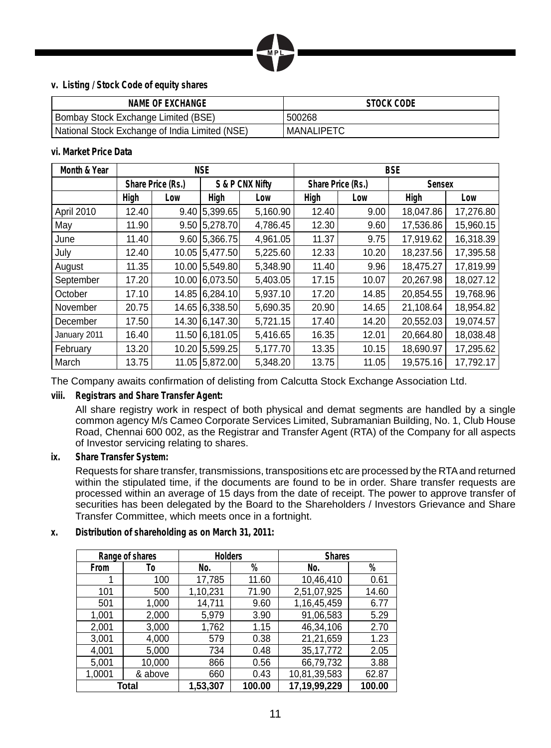**v. Listing / Stock Code of equity shares**

| NAME OF EXCHANGE | STOCK CODE |
|---|---|
| Bombay Stock Exchange Limited (BSE) | 500268 |
| National Stock Exchange of India Limited (NSE) | MANALIPETC |

**vi. Market Price Data**

| Month & Year | NSE | | | | BSE | | | |
|---|---|---|---|---|---|---|---|---|
| | Share Price (Rs.) | | S & P CNX Nifty | | Share Price (Rs.) | | Sensex | |
| | High | Low | High | Low | High | Low | High | Low |
| April 2010 | 12.40 | 9.40 | 5,399.65 | 5,160.90 | 12.40 | 9.00 | 18,047.86 | 17,276.80 |
| May | 11.90 | 9.50 | 5,278.70 | 4,786.45 | 12.30 | 9.60 | 17,536.86 | 15,960.15 |
| June | 11.40 | 9.60 | 5,366.75 | 4,961.05 | 11.37 | 9.75 | 17,919.62 | 16,318.39 |
| July | 12.40 | 10.05 | 5,477.50 | 5,225.60 | 12.33 | 10.20 | 18,237.56 | 17,395.58 |
| August | 11.35 | 10.00 | 5,549.80 | 5,348.90 | 11.40 | 9.96 | 18,475.27 | 17,819.99 |
| September | 17.20 | 10.00 | 6,073.50 | 5,403.05 | 17.15 | 10.07 | 20,267.98 | 18,027.12 |
| October | 17.10 | 14.85 | 6,284.10 | 5,937.10 | 17.20 | 14.85 | 20,854.55 | 19,768.96 |
| November | 20.75 | 14.65 | 6,338.50 | 5,690.35 | 20.90 | 14.65 | 21,108.64 | 18,954.82 |
| December | 17.50 | 14.30 | 6,147.30 | 5,721.15 | 17.40 | 14.20 | 20,552.03 | 19,074.57 |
| January 2011 | 16.40 | 11.50 | 6,181.05 | 5,416.65 | 16.35 | 12.01 | 20,664.80 | 18,038.48 |
| February | 13.20 | 10.20 | 5,599.25 | 5,177.70 | 13.35 | 10.15 | 18,690.97 | 17,295.62 |
| March | 13.75 | 11.05 | 5,872.00 | 5,348.20 | 13.75 | 11.05 | 19,575.16 | 17,792.17 |

The Company awaits confirmation of delisting from Calcutta Stock Exchange Association Ltd.

**viii. Registrars and Share Transfer Agent:**

All share registry work in respect of both physical and demat segments are handled by a single common agency M/s Cameo Corporate Services Limited, Subramanian Building, No. 1, Club House Road, Chennai 600 002, as the Registrar and Transfer Agent (RTA) of the Company for all aspects of Investor servicing relating to shares.

**ix. Share Transfer System:**

Requests for share transfer, transmissions, transpositions etc are processed by the RTA and returned within the stipulated time, if the documents are found to be in order. Share transfer requests are processed within an average of 15 days from the date of receipt. The power to approve transfer of securities has been delegated by the Board to the Shareholders / Investors Grievance and Share Transfer Committee, which meets once in a fortnight.

**x. Distribution of shareholding as on March 31, 2011:**

| Range of shares | | Holders | | Shares | |
|---|---|---|---|---|---|
| From | To | No. | % | No. | % |
| 1 | 100 | 17,785 | 11.60 | 10,46,410 | 0.61 |
| 101 | 500 | 1,10,231 | 71.90 | 2,51,07,925 | 14.60 |
| 501 | 1,000 | 14,711 | 9.60 | 1,16,45,459 | 6.77 |
| 1,001 | 2,000 | 5,979 | 3.90 | 91,06,583 | 5.29 |
| 2,001 | 3,000 | 1,762 | 1.15 | 46,34,106 | 2.70 |
| 3,001 | 4,000 | 579 | 0.38 | 21,21,659 | 1.23 |
| 4,001 | 5,000 | 734 | 0.48 | 35,17,772 | 2.05 |
| 5,001 | 10,000 | 866 | 0.56 | 66,79,732 | 3.88 |
| 1,0001 | & above | 660 | 0.43 | 10,81,39,583 | 62.87 |
| Total | | 1,53,307 | 100.00 | 17,19,99,229 | 100.00 |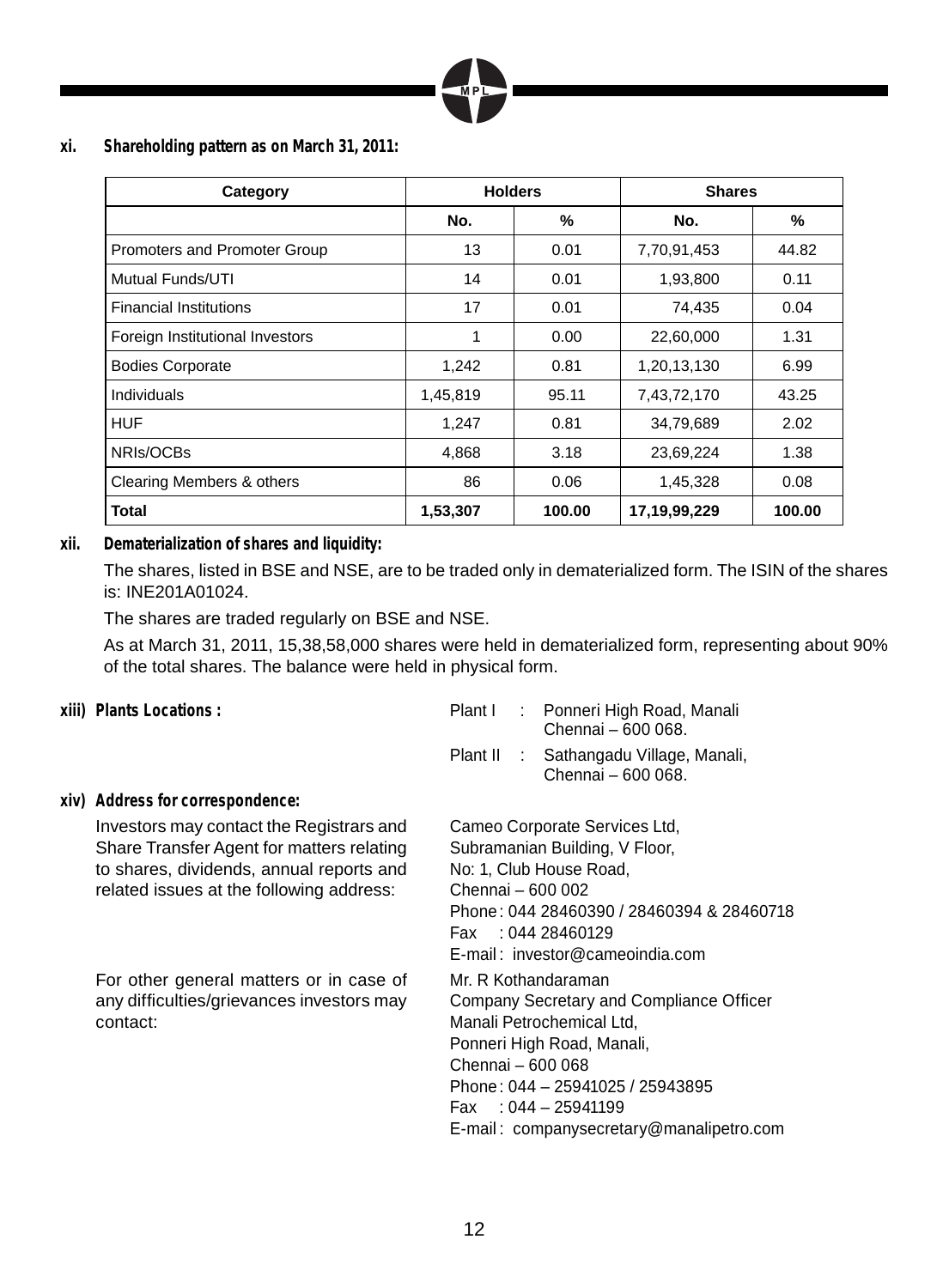**xi. Shareholding pattern as on March 31, 2011:**

| Category | Holders | | Shares | |
|---|---|---|---|---|
| | No. | % | No. | % |
| Promoters and Promoter Group | 13 | 0.01 | 7,70,91,453 | 44.82 |
| Mutual Funds/UTI | 14 | 0.01 | 1,93,800 | 0.11 |
| Financial Institutions | 17 | 0.01 | 74,435 | 0.04 |
| Foreign Institutional Investors | 1 | 0.00 | 22,60,000 | 1.31 |
| Bodies Corporate | 1,242 | 0.81 | 1,20,13,130 | 6.99 |
| Individuals | 1,45,819 | 95.11 | 7,43,72,170 | 43.25 |
| HUF | 1,247 | 0.81 | 34,79,689 | 2.02 |
| NRIs/OCBs | 4,868 | 3.18 | 23,69,224 | 1.38 |
| Clearing Members & others | 86 | 0.06 | 1,45,328 | 0.08 |
| **Total** | **1,53,307** | **100.00** | **17,19,99,229** | **100.00** |

**xii. Dematerialization of shares and liquidity:**

The shares, listed in BSE and NSE, are to be traded only in dematerialized form. The ISIN of the shares is: INE201A01024.

The shares are traded regularly on BSE and NSE.

As at March 31, 2011, 15,38,58,000 shares were held in dematerialized form, representing about 90% of the total shares. The balance were held in physical form.

**xiii) Plants Locations :**

Plant I : Ponneri High Road, Manali
Chennai – 600 068.

Plant II : Sathangadu Village, Manali,
Chennai – 600 068.

**xiv) Address for correspondence:**

Investors may contact the Registrars and Share Transfer Agent for matters relating to shares, dividends, annual reports and related issues at the following address:

Cameo Corporate Services Ltd,
Subramanian Building, V Floor,
No: 1, Club House Road,
Chennai – 600 002
Phone : 044 28460390 / 28460394 & 28460718
Fax : 044 28460129
E-mail : investor@cameoindia.com

For other general matters or in case of any difficulties/grievances investors may contact:

Mr. R Kothandaraman
Company Secretary and Compliance Officer
Manali Petrochemical Ltd,
Ponneri High Road, Manali,
Chennai – 600 068
Phone : 044 – 25941025 / 25943895
Fax : 044 – 25941199
E-mail : companysecretary@manalipetro.com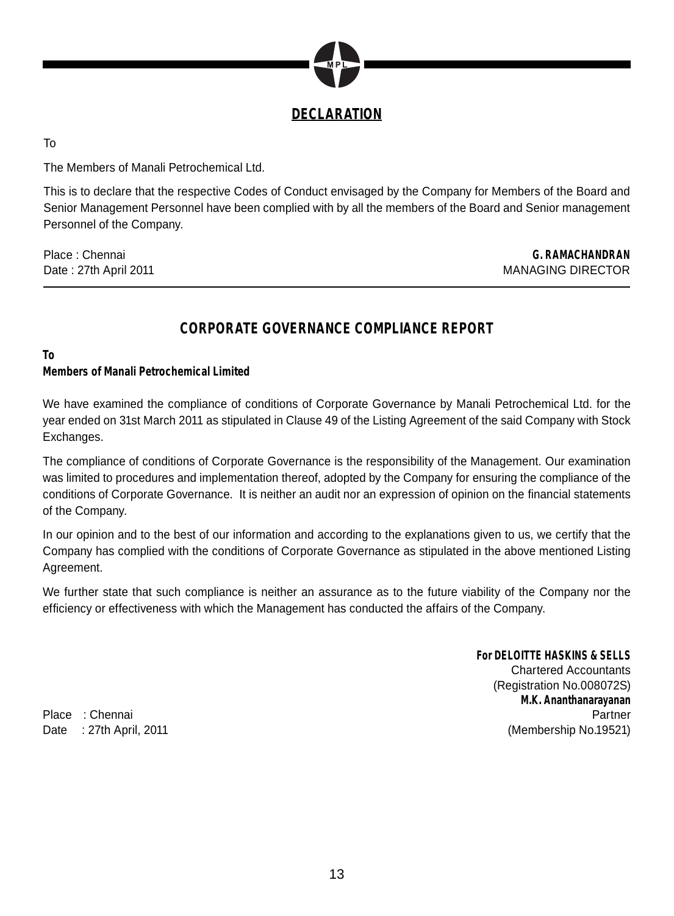## DECLARATION

To

The Members of Manali Petrochemical Ltd.

This is to declare that the respective Codes of Conduct envisaged by the Company for Members of the Board and Senior Management Personnel have been complied with by all the members of the Board and Senior management Personnel of the Company.

Place : Chennai
Date : 27th April 2011

**G. RAMACHANDRAN**
MANAGING DIRECTOR

---

## CORPORATE GOVERNANCE COMPLIANCE REPORT

**To**
**Members of Manali Petrochemical Limited**

We have examined the compliance of conditions of Corporate Governance by Manali Petrochemical Ltd. for the year ended on 31st March 2011 as stipulated in Clause 49 of the Listing Agreement of the said Company with Stock Exchanges.

The compliance of conditions of Corporate Governance is the responsibility of the Management. Our examination was limited to procedures and implementation thereof, adopted by the Company for ensuring the compliance of the conditions of Corporate Governance. It is neither an audit nor an expression of opinion on the financial statements of the Company.

In our opinion and to the best of our information and according to the explanations given to us, we certify that the Company has complied with the conditions of Corporate Governance as stipulated in the above mentioned Listing Agreement.

We further state that such compliance is neither an assurance as to the future viability of the Company nor the efficiency or effectiveness with which the Management has conducted the affairs of the Company.

**For DELOITTE HASKINS & SELLS**
Chartered Accountants
(Registration No.008072S)
**M.K. Ananthanarayanan**
Partner
(Membership No.19521)

Place : Chennai
Date : 27th April, 2011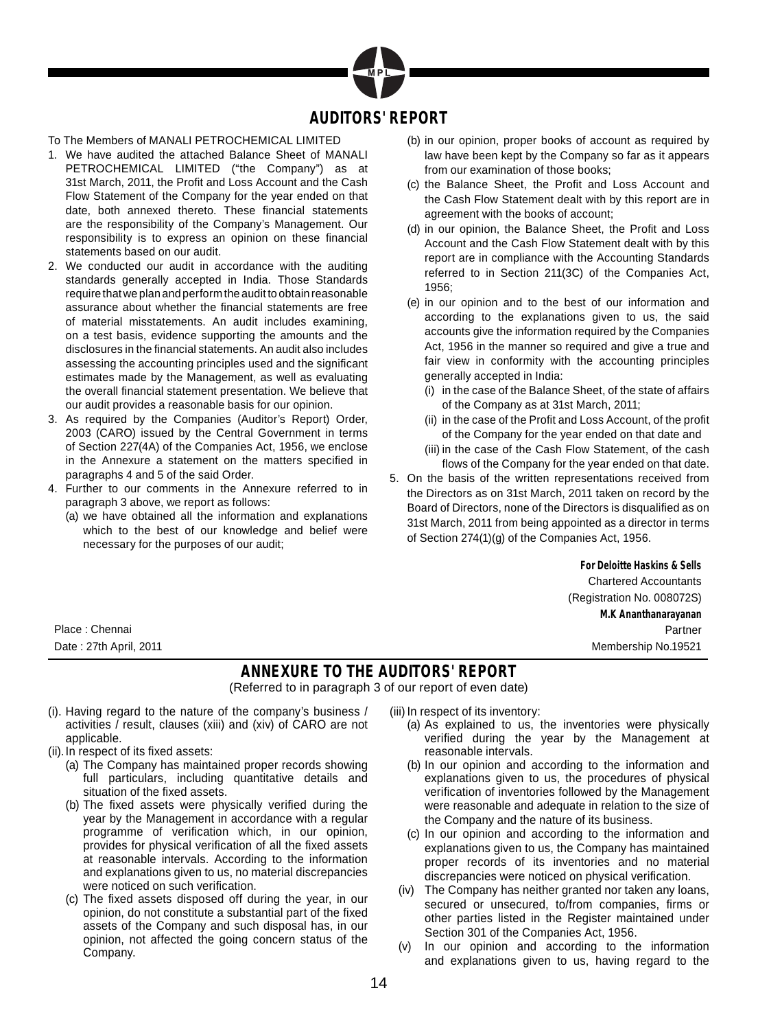# AUDITORS' REPORT

To The Members of MANALI PETROCHEMICAL LIMITED

1. We have audited the attached Balance Sheet of MANALI PETROCHEMICAL LIMITED ("the Company") as at 31st March, 2011, the Profit and Loss Account and the Cash Flow Statement of the Company for the year ended on that date, both annexed thereto. These financial statements are the responsibility of the Company's Management. Our responsibility is to express an opinion on these financial statements based on our audit.
2. We conducted our audit in accordance with the auditing standards generally accepted in India. Those Standards require that we plan and perform the audit to obtain reasonable assurance about whether the financial statements are free of material misstatements. An audit includes examining, on a test basis, evidence supporting the amounts and the disclosures in the financial statements. An audit also includes assessing the accounting principles used and the significant estimates made by the Management, as well as evaluating the overall financial statement presentation. We believe that our audit provides a reasonable basis for our opinion.
3. As required by the Companies (Auditor's Report) Order, 2003 (CARO) issued by the Central Government in terms of Section 227(4A) of the Companies Act, 1956, we enclose in the Annexure a statement on the matters specified in paragraphs 4 and 5 of the said Order.
4. Further to our comments in the Annexure referred to in paragraph 3 above, we report as follows:
   (a) we have obtained all the information and explanations which to the best of our knowledge and belief were necessary for the purposes of our audit;
   (b) in our opinion, proper books of account as required by law have been kept by the Company so far as it appears from our examination of those books;
   (c) the Balance Sheet, the Profit and Loss Account and the Cash Flow Statement dealt with by this report are in agreement with the books of account;
   (d) in our opinion, the Balance Sheet, the Profit and Loss Account and the Cash Flow Statement dealt with by this report are in compliance with the Accounting Standards referred to in Section 211(3C) of the Companies Act, 1956;
   (e) in our opinion and to the best of our information and according to the explanations given to us, the said accounts give the information required by the Companies Act, 1956 in the manner so required and give a true and fair view in conformity with the accounting principles generally accepted in India:
      (i) in the case of the Balance Sheet, of the state of affairs of the Company as at 31st March, 2011;
      (ii) in the case of the Profit and Loss Account, of the profit of the Company for the year ended on that date and
      (iii) in the case of the Cash Flow Statement, of the cash flows of the Company for the year ended on that date.
5. On the basis of the written representations received from the Directors as on 31st March, 2011 taken on record by the Board of Directors, none of the Directors is disqualified as on 31st March, 2011 from being appointed as a director in terms of Section 274(1)(g) of the Companies Act, 1956.

**For Deloitte Haskins & Sells**
Chartered Accountants
(Registration No. 008072S)
**M.K Ananthanarayanan**
Partner
Membership No.19521

Place : Chennai
Date : 27th April, 2011

## ANNEXURE TO THE AUDITORS' REPORT

(Referred to in paragraph 3 of our report of even date)

(i). Having regard to the nature of the company's business / activities / result, clauses (xiii) and (xiv) of CARO are not applicable.

(ii). In respect of its fixed assets:
   (a) The Company has maintained proper records showing full particulars, including quantitative details and situation of the fixed assets.
   (b) The fixed assets were physically verified during the year by the Management in accordance with a regular programme of verification which, in our opinion, provides for physical verification of all the fixed assets at reasonable intervals. According to the information and explanations given to us, no material discrepancies were noticed on such verification.
   (c) The fixed assets disposed off during the year, in our opinion, do not constitute a substantial part of the fixed assets of the Company and such disposal has, in our opinion, not affected the going concern status of the Company.

(iii) In respect of its inventory:
   (a) As explained to us, the inventories were physically verified during the year by the Management at reasonable intervals.
   (b) In our opinion and according to the information and explanations given to us, the procedures of physical verification of inventories followed by the Management were reasonable and adequate in relation to the size of the Company and the nature of its business.
   (c) In our opinion and according to the information and explanations given to us, the Company has maintained proper records of its inventories and no material discrepancies were noticed on physical verification.

(iv) The Company has neither granted nor taken any loans, secured or unsecured, to/from companies, firms or other parties listed in the Register maintained under Section 301 of the Companies Act, 1956.

(v) In our opinion and according to the information and explanations given to us, having regard to the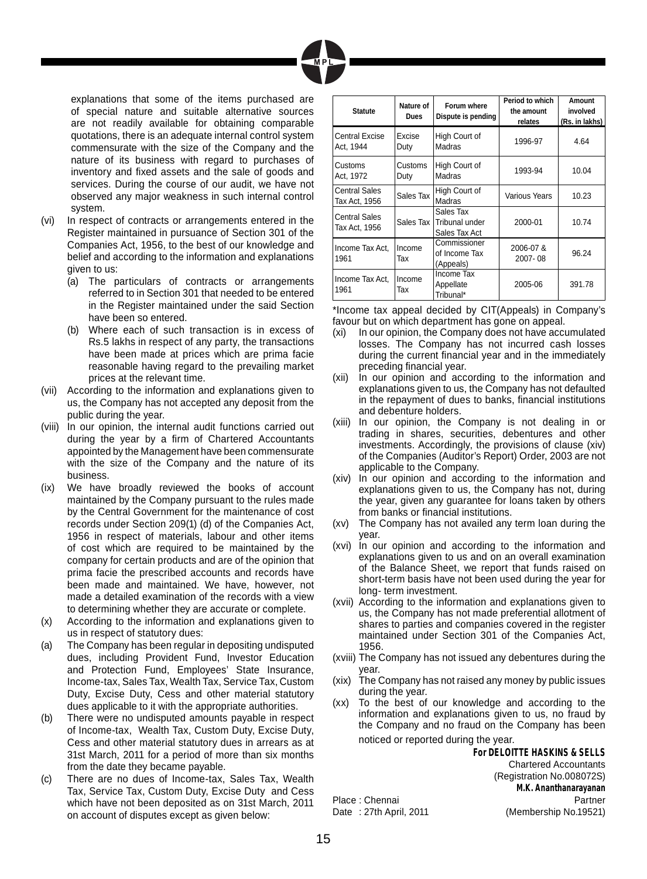explanations that some of the items purchased are of special nature and suitable alternative sources are not readily available for obtaining comparable quotations, there is an adequate internal control system commensurate with the size of the Company and the nature of its business with regard to purchases of inventory and fixed assets and the sale of goods and services. During the course of our audit, we have not observed any major weakness in such internal control system.

(vi) In respect of contracts or arrangements entered in the Register maintained in pursuance of Section 301 of the Companies Act, 1956, to the best of our knowledge and belief and according to the information and explanations given to us:

(a) The particulars of contracts or arrangements referred to in Section 301 that needed to be entered in the Register maintained under the said Section have been so entered.

(b) Where each of such transaction is in excess of Rs.5 lakhs in respect of any party, the transactions have been made at prices which are prima facie reasonable having regard to the prevailing market prices at the relevant time.

(vii) According to the information and explanations given to us, the Company has not accepted any deposit from the public during the year.

(viii) In our opinion, the internal audit functions carried out during the year by a firm of Chartered Accountants appointed by the Management have been commensurate with the size of the Company and the nature of its business.

(ix) We have broadly reviewed the books of account maintained by the Company pursuant to the rules made by the Central Government for the maintenance of cost records under Section 209(1) (d) of the Companies Act, 1956 in respect of materials, labour and other items of cost which are required to be maintained by the company for certain products and are of the opinion that prima facie the prescribed accounts and records have been made and maintained. We have, however, not made a detailed examination of the records with a view to determining whether they are accurate or complete.

(x) According to the information and explanations given to us in respect of statutory dues:

(a) The Company has been regular in depositing undisputed dues, including Provident Fund, Investor Education and Protection Fund, Employees' State Insurance, Income-tax, Sales Tax, Wealth Tax, Service Tax, Custom Duty, Excise Duty, Cess and other material statutory dues applicable to it with the appropriate authorities.

(b) There were no undisputed amounts payable in respect of Income-tax, Wealth Tax, Custom Duty, Excise Duty, Cess and other material statutory dues in arrears as at 31st March, 2011 for a period of more than six months from the date they became payable.

(c) There are no dues of Income-tax, Sales Tax, Wealth Tax, Service Tax, Custom Duty, Excise Duty and Cess which have not been deposited as on 31st March, 2011 on account of disputes except as given below:

| Statute | Nature of Dues | Forum where Dispute is pending | Period to which the amount relates | Amount involved (Rs. in lakhs) |
|---|---|---|---|---|
| Central Excise Act, 1944 | Excise Duty | High Court of Madras | 1996-97 | 4.64 |
| Customs Act, 1972 | Customs Duty | High Court of Madras | 1993-94 | 10.04 |
| Central Sales Tax Act, 1956 | Sales Tax | High Court of Madras | Various Years | 10.23 |
| Central Sales Tax Act, 1956 | Sales Tax | Sales Tax Tribunal under Sales Tax Act | 2000-01 | 10.74 |
| Income Tax Act, 1961 | Income Tax | Commissioner of Income Tax (Appeals) | 2006-07 & 2007- 08 | 96.24 |
| Income Tax Act, 1961 | Income Tax | Income Tax Appellate Tribunal* | 2005-06 | 391.78 |

*Income tax appeal decided by CIT(Appeals) in Company's favour but on which department has gone on appeal.

(xi) In our opinion, the Company does not have accumulated losses. The Company has not incurred cash losses during the current financial year and in the immediately preceding financial year.

(xii) In our opinion and according to the information and explanations given to us, the Company has not defaulted in the repayment of dues to banks, financial institutions and debenture holders.

(xiii) In our opinion, the Company is not dealing in or trading in shares, securities, debentures and other investments. Accordingly, the provisions of clause (xiv) of the Companies (Auditor's Report) Order, 2003 are not applicable to the Company.

(xiv) In our opinion and according to the information and explanations given to us, the Company has not, during the year, given any guarantee for loans taken by others from banks or financial institutions.

(xv) The Company has not availed any term loan during the year.

(xvi) In our opinion and according to the information and explanations given to us and on an overall examination of the Balance Sheet, we report that funds raised on short-term basis have not been used during the year for long- term investment.

(xvii) According to the information and explanations given to us, the Company has not made preferential allotment of shares to parties and companies covered in the register maintained under Section 301 of the Companies Act, 1956.

(xviii) The Company has not issued any debentures during the year.

(xix) The Company has not raised any money by public issues during the year.

(xx) To the best of our knowledge and according to the information and explanations given to us, no fraud by the Company and no fraud on the Company has been noticed or reported during the year.

**For DELOITTE HASKINS & SELLS**
Chartered Accountants
(Registration No.008072S)
**M.K. Ananthanarayanan**
Partner
(Membership No.19521)

Place : Chennai
Date : 27th April, 2011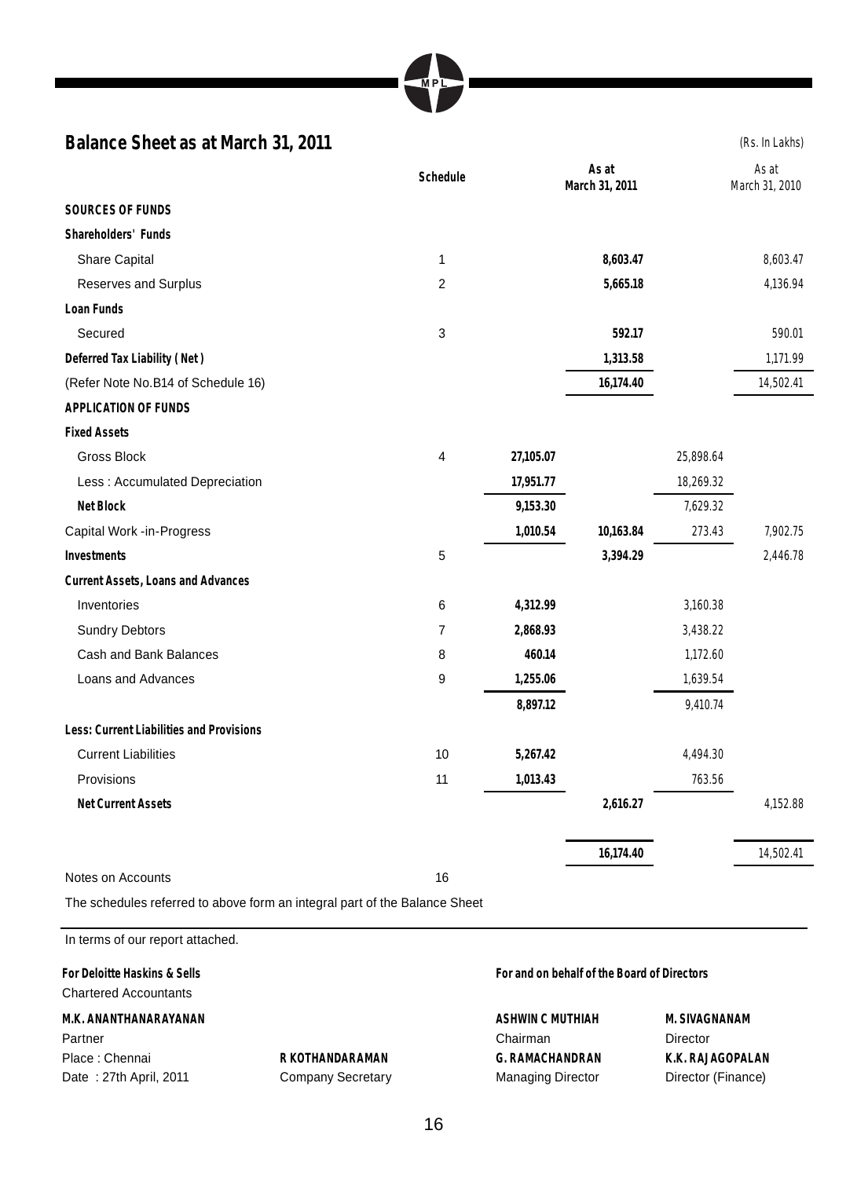## Balance Sheet as at March 31, 2011

(Rs. In Lakhs)

| | Schedule | | As at March 31, 2011 | | As at March 31, 2010 |
|---|---|---|---|---|---|
| **SOURCES OF FUNDS** | | | | | |
| **Shareholders' Funds** | | | | | |
| Share Capital | 1 | | **8,603.47** | | 8,603.47 |
| Reserves and Surplus | 2 | | **5,665.18** | | 4,136.94 |
| **Loan Funds** | | | | | |
| Secured | 3 | | **592.17** | | 590.01 |
| **Deferred Tax Liability ( Net )** | | | **1,313.58** | | 1,171.99 |
| (Refer Note No.B14 of Schedule 16) | | | **16,174.40** | | 14,502.41 |
| **APPLICATION OF FUNDS** | | | | | |
| **Fixed Assets** | | | | | |
| Gross Block | 4 | **27,105.07** | | 25,898.64 | |
| Less : Accumulated Depreciation | | **17,951.77** | | 18,269.32 | |
| **Net Block** | | **9,153.30** | | 7,629.32 | |
| Capital Work -in-Progress | | **1,010.54** | **10,163.84** | 273.43 | 7,902.75 |
| **Investments** | 5 | | **3,394.29** | | 2,446.78 |
| **Current Assets, Loans and Advances** | | | | | |
| Inventories | 6 | **4,312.99** | | 3,160.38 | |
| Sundry Debtors | 7 | **2,868.93** | | 3,438.22 | |
| Cash and Bank Balances | 8 | **460.14** | | 1,172.60 | |
| Loans and Advances | 9 | **1,255.06** | | 1,639.54 | |
| | | **8,897.12** | | 9,410.74 | |
| **Less: Current Liabilities and Provisions** | | | | | |
| Current Liabilities | 10 | **5,267.42** | | 4,494.30 | |
| Provisions | 11 | **1,013.43** | | 763.56 | |
| **Net Current Assets** | | | **2,616.27** | | 4,152.88 |
| | | | **16,174.40** | | 14,502.41 |
| Notes on Accounts | 16 | | | | |

The schedules referred to above form an integral part of the Balance Sheet

In terms of our report attached.

**For Deloitte Haskins & Sells**
Chartered Accountants

**M.K. ANANTHANARAYANAN**
Partner
Place : Chennai
Date : 27th April, 2011

**R KOTHANDARAMAN**
Company Secretary

**For and on behalf of the Board of Directors**

**ASHWIN C MUTHIAH**
Chairman

**M. SIVAGNANAM**
Director

**G. RAMACHANDRAN**
Managing Director

**K.K. RAJAGOPALAN**
Director (Finance)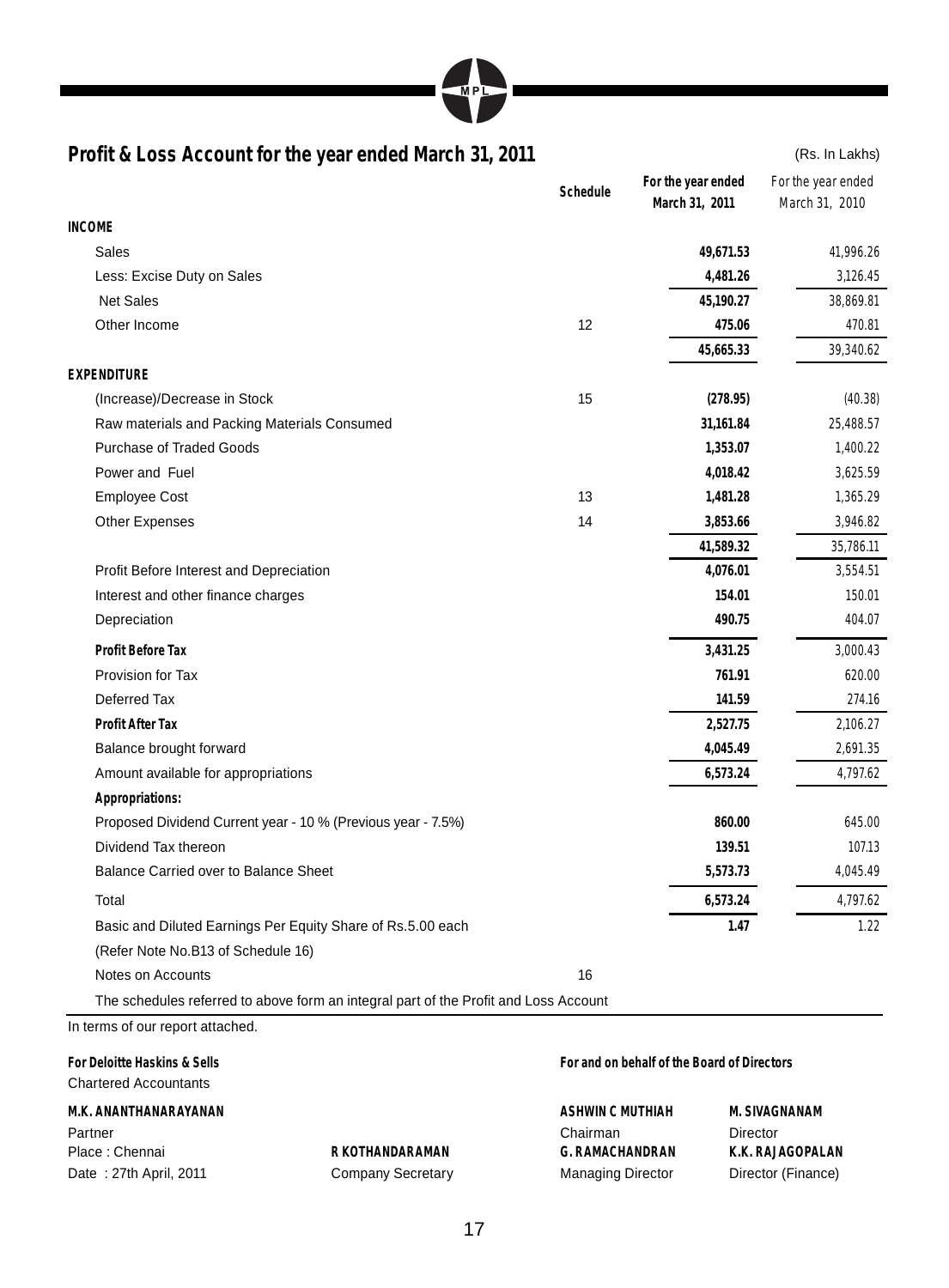## Profit & Loss Account for the year ended March 31, 2011

(Rs. In Lakhs)

| | Schedule | For the year ended March 31, 2011 | For the year ended March 31, 2010 |
|---|---|---|---|
| **INCOME** | | | |
| Sales | | **49,671.53** | 41,996.26 |
| Less: Excise Duty on Sales | | **4,481.26** | 3,126.45 |
| Net Sales | | **45,190.27** | 38,869.81 |
| Other Income | 12 | **475.06** | 470.81 |
| | | **45,665.33** | 39,340.62 |
| **EXPENDITURE** | | | |
| (Increase)/Decrease in Stock | 15 | **(278.95)** | (40.38) |
| Raw materials and Packing Materials Consumed | | **31,161.84** | 25,488.57 |
| Purchase of Traded Goods | | **1,353.07** | 1,400.22 |
| Power and Fuel | | **4,018.42** | 3,625.59 |
| Employee Cost | 13 | **1,481.28** | 1,365.29 |
| Other Expenses | 14 | **3,853.66** | 3,946.82 |
| | | **41,589.32** | 35,786.11 |
| Profit Before Interest and Depreciation | | **4,076.01** | 3,554.51 |
| Interest and other finance charges | | **154.01** | 150.01 |
| Depreciation | | **490.75** | 404.07 |
| **Profit Before Tax** | | **3,431.25** | 3,000.43 |
| Provision for Tax | | **761.91** | 620.00 |
| Deferred Tax | | **141.59** | 274.16 |
| **Profit After Tax** | | **2,527.75** | 2,106.27 |
| Balance brought forward | | **4,045.49** | 2,691.35 |
| Amount available for appropriations | | **6,573.24** | 4,797.62 |
| **Appropriations:** | | | |
| Proposed Dividend Current year - 10 % (Previous year - 7.5%) | | **860.00** | 645.00 |
| Dividend Tax thereon | | **139.51** | 107.13 |
| Balance Carried over to Balance Sheet | | **5,573.73** | 4,045.49 |
| Total | | **6,573.24** | 4,797.62 |
| Basic and Diluted Earnings Per Equity Share of Rs.5.00 each | | **1.47** | 1.22 |
| (Refer Note No.B13 of Schedule 16) | | | |
| Notes on Accounts | 16 | | |

The schedules referred to above form an integral part of the Profit and Loss Account

In terms of our report attached.

**For Deloitte Haskins & Sells**
Chartered Accountants

**M.K. ANANTHANARAYANAN**
Partner
Place : Chennai
Date : 27th April, 2011

**R KOTHANDARAMAN**
Company Secretary

**For and on behalf of the Board of Directors**

**ASHWIN C MUTHIAH**
Chairman

**M. SIVAGNANAM**
Director

**G. RAMACHANDRAN**
Managing Director

**K.K. RAJAGOPALAN**
Director (Finance)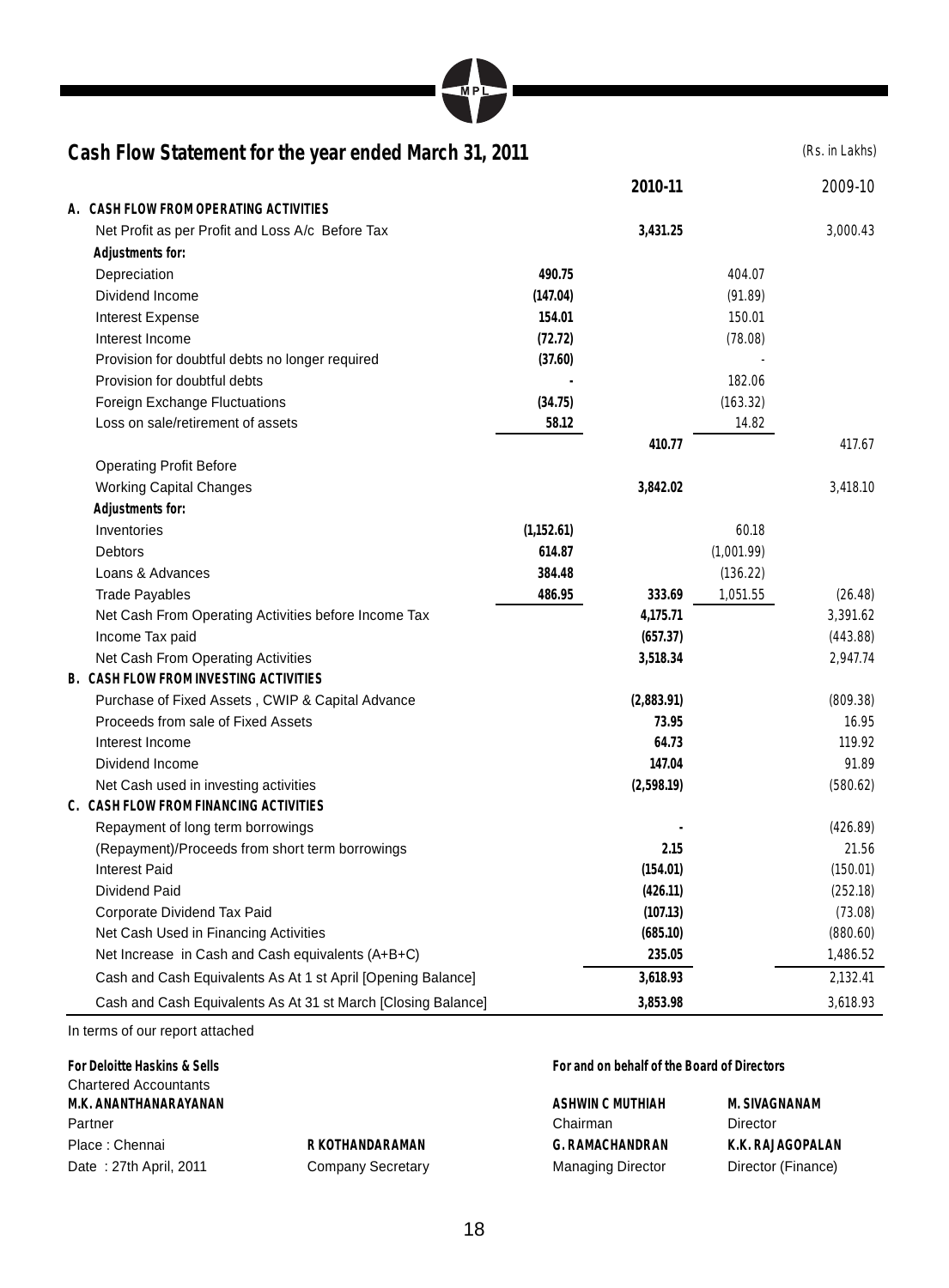## Cash Flow Statement for the year ended March 31, 2011

(Rs. in Lakhs)

| | | 2010-11 | | 2009-10 |
|---|---|---|---|---|
| **A. CASH FLOW FROM OPERATING ACTIVITIES** | | | | |
| Net Profit as per Profit and Loss A/c Before Tax | | 3,431.25 | | 3,000.43 |
| **Adjustments for:** | | | | |
| Depreciation | 490.75 | | 404.07 | |
| Dividend Income | (147.04) | | (91.89) | |
| Interest Expense | 154.01 | | 150.01 | |
| Interest Income | (72.72) | | (78.08) | |
| Provision for doubtful debts no longer required | (37.60) | | - | |
| Provision for doubtful debts | - | | 182.06 | |
| Foreign Exchange Fluctuations | (34.75) | | (163.32) | |
| Loss on sale/retirement of assets | 58.12 | | 14.82 | |
| | | 410.77 | | 417.67 |
| Operating Profit Before Working Capital Changes | | 3,842.02 | | 3,418.10 |
| **Adjustments for:** | | | | |
| Inventories | (1,152.61) | | 60.18 | |
| Debtors | 614.87 | | (1,001.99) | |
| Loans & Advances | 384.48 | | (136.22) | |
| Trade Payables | 486.95 | 333.69 | 1,051.55 | (26.48) |
| Net Cash From Operating Activities before Income Tax | | 4,175.71 | | 3,391.62 |
| Income Tax paid | | (657.37) | | (443.88) |
| Net Cash From Operating Activities | | 3,518.34 | | 2,947.74 |
| **B. CASH FLOW FROM INVESTING ACTIVITIES** | | | | |
| Purchase of Fixed Assets , CWIP & Capital Advance | | (2,883.91) | | (809.38) |
| Proceeds from sale of Fixed Assets | | 73.95 | | 16.95 |
| Interest Income | | 64.73 | | 119.92 |
| Dividend Income | | 147.04 | | 91.89 |
| Net Cash used in investing activities | | (2,598.19) | | (580.62) |
| **C. CASH FLOW FROM FINANCING ACTIVITIES** | | | | |
| Repayment of long term borrowings | | - | | (426.89) |
| (Repayment)/Proceeds from short term borrowings | | 2.15 | | 21.56 |
| Interest Paid | | (154.01) | | (150.01) |
| Dividend Paid | | (426.11) | | (252.18) |
| Corporate Dividend Tax Paid | | (107.13) | | (73.08) |
| Net Cash Used in Financing Activities | | (685.10) | | (880.60) |
| Net Increase in Cash and Cash equivalents (A+B+C) | | 235.05 | | 1,486.52 |
| Cash and Cash Equivalents As At 1 st April [Opening Balance] | | 3,618.93 | | 2,132.41 |
| Cash and Cash Equivalents As At 31 st March [Closing Balance] | | 3,853.98 | | 3,618.93 |

In terms of our report attached

**For Deloitte Haskins & Sells**
Chartered Accountants
**M.K. ANANTHANARAYANAN**
Partner
Place : Chennai
Date : 27th April, 2011

**R KOTHANDARAMAN**
Company Secretary

**For and on behalf of the Board of Directors**

**ASHWIN C MUTHIAH**
Chairman

**M. SIVAGNANAM**
Director

**G. RAMACHANDRAN**
Managing Director

**K.K. RAJAGOPALAN**
Director (Finance)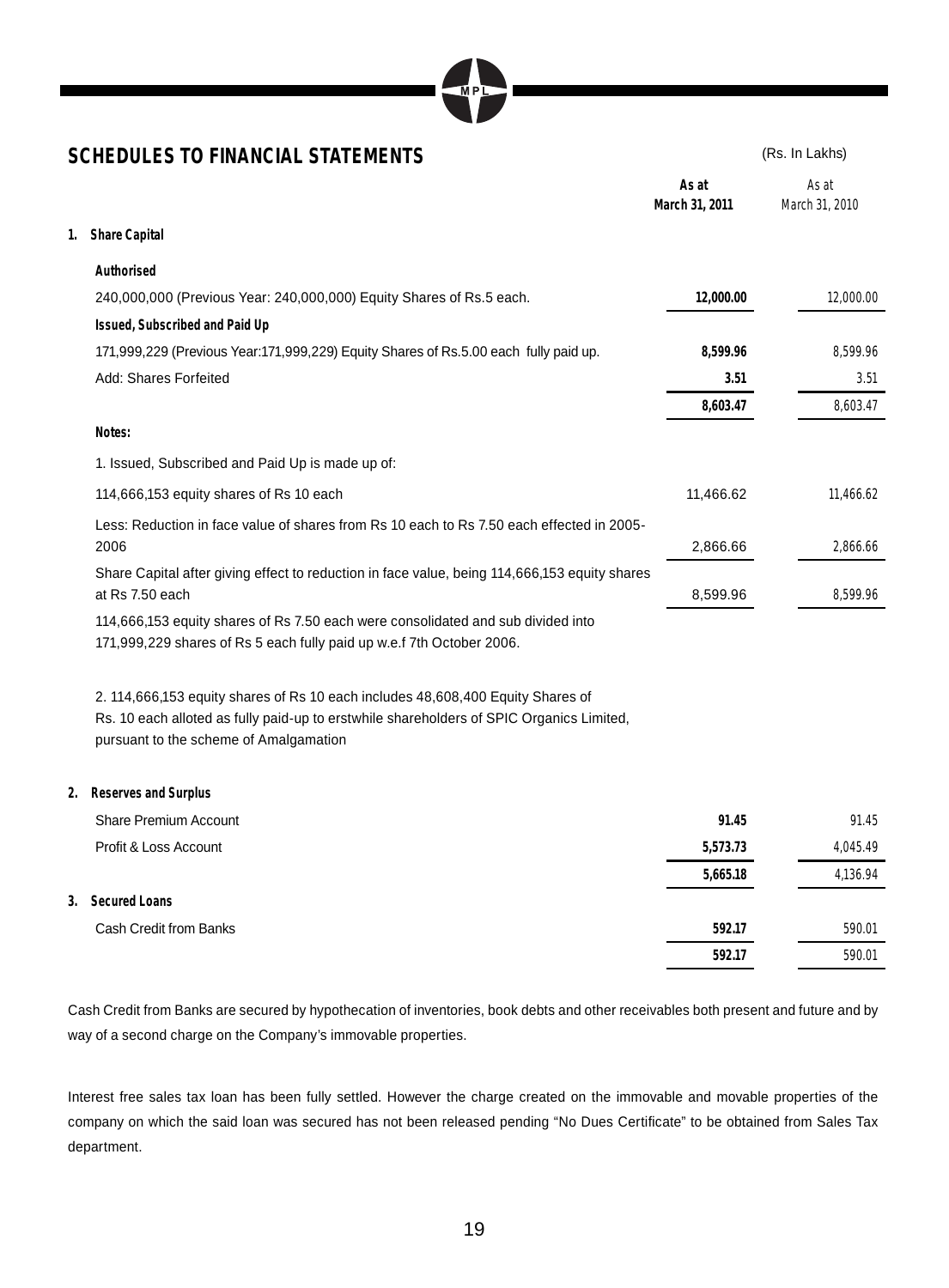## SCHEDULES TO FINANCIAL STATEMENTS

(Rs. In Lakhs)

| | As at March 31, 2011 | As at March 31, 2010 |
|---|---|---|
| **1. Share Capital** | | |
| **Authorised** | | |
| 240,000,000 (Previous Year: 240,000,000) Equity Shares of Rs.5 each. | **12,000.00** | 12,000.00 |
| **Issued, Subscribed and Paid Up** | | |
| 171,999,229 (Previous Year:171,999,229) Equity Shares of Rs.5.00 each fully paid up. | **8,599.96** | 8,599.96 |
| Add: Shares Forfeited | **3.51** | 3.51 |
| | **8,603.47** | 8,603.47 |
| **Notes:** | | |
| 1. Issued, Subscribed and Paid Up is made up of: | | |
| 114,666,153 equity shares of Rs 10 each | 11,466.62 | 11,466.62 |
| Less: Reduction in face value of shares from Rs 10 each to Rs 7.50 each effected in 2005-2006 | 2,866.66 | 2,866.66 |
| Share Capital after giving effect to reduction in face value, being 114,666,153 equity shares at Rs 7.50 each | 8,599.96 | 8,599.96 |
| 114,666,153 equity shares of Rs 7.50 each were consolidated and sub divided into 171,999,229 shares of Rs 5 each fully paid up w.e.f 7th October 2006. | | |
| 2. 114,666,153 equity shares of Rs 10 each includes 48,608,400 Equity Shares of Rs. 10 each alloted as fully paid-up to erstwhile shareholders of SPIC Organics Limited, pursuant to the scheme of Amalgamation | | |
| **2. Reserves and Surplus** | | |
| Share Premium Account | **91.45** | 91.45 |
| Profit & Loss Account | **5,573.73** | 4,045.49 |
| | **5,665.18** | 4,136.94 |
| **3. Secured Loans** | | |
| Cash Credit from Banks | **592.17** | 590.01 |
| | **592.17** | 590.01 |

Cash Credit from Banks are secured by hypothecation of inventories, book debts and other receivables both present and future and by way of a second charge on the Company's immovable properties.

Interest free sales tax loan has been fully settled. However the charge created on the immovable and movable properties of the company on which the said loan was secured has not been released pending "No Dues Certificate" to be obtained from Sales Tax department.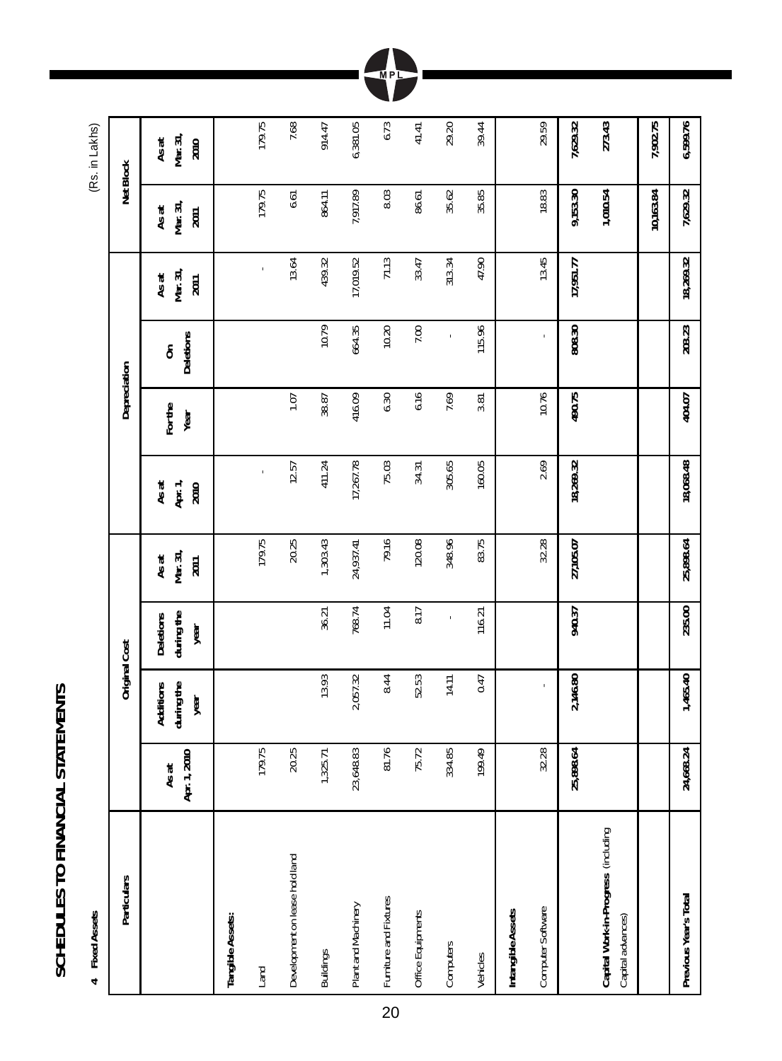# SCHEDULES TO FINANCIAL STATEMENTS

**4 Fixed Assets**

(Rs. in Lakhs)

| Particulars | Original Cost | | | | Depreciation | | | | Net Block | |
|---|---|---|---|---|---|---|---|---|---|---|
| | As at Apr. 1, 2010 | Additions during the year | Deletions during the year | As at Mar. 31, 2011 | As at Apr. 1, 2010 | For the Year | On Deletions | As at Mar. 31, 2011 | As at Mar. 31, 2011 | As at Mar. 31, 2010 |
| **Tangible Assets:** | | | | | | | | | | |
| Land | 179.75 | | | 179.75 | - | | | - | 179.75 | 179.75 |
| Development on lease hold land | 20.25 | | | 20.25 | 12.57 | 1.07 | | 13.64 | 6.61 | 7.68 |
| Buildings | 1,325.71 | 13.93 | 36.21 | 1,303.43 | 411.24 | 38.87 | 10.79 | 439.32 | 864.11 | 914.47 |
| Plant and Machinery | 23,648.83 | 2,057.32 | 768.74 | 24,937.41 | 17,267.78 | 416.09 | 664.35 | 17,019.52 | 7,917.89 | 6,381.05 |
| Furniture and Fixtures | 81.76 | 8.44 | 11.04 | 79.16 | 75.03 | 6.30 | 10.20 | 71.13 | 8.03 | 6.73 |
| Office Equipments | 75.72 | 52.53 | 8.17 | 120.08 | 34.31 | 6.16 | 7.00 | 33.47 | 86.61 | 41.41 |
| Computers | 334.85 | 14.11 | - | 348.96 | 305.65 | 7.69 | - | 313.34 | 35.62 | 29.20 |
| Vehicles | 199.49 | 0.47 | 116.21 | 83.75 | 160.05 | 3.81 | 115.96 | 47.90 | 35.85 | 39.44 |
| **Intangible Assets** | | | | | | | | | | |
| Computer Software | 32.28 | - | | 32.28 | 2.69 | 10.76 | - | 13.45 | 18.83 | 29.59 |
| | **25,898.64** | **2,146.80** | **940.37** | **27,105.07** | **18,269.32** | **490.75** | **808.30** | **17,951.77** | **9,153.30** | **7,629.32** |
| **Capital Work-in-Progress** (including Capital advances) | | | | | | | | | **1,010.54** | **273.43** |
| | | | | | | | | | **10,163.84** | **7,902.75** |
| **Previous Year's Total** | **24,668.24** | **1,465.40** | **235.00** | **25,898.64** | **18,068.48** | **404.07** | **203.23** | **18,269.32** | **7,629.32** | **6,599.76** |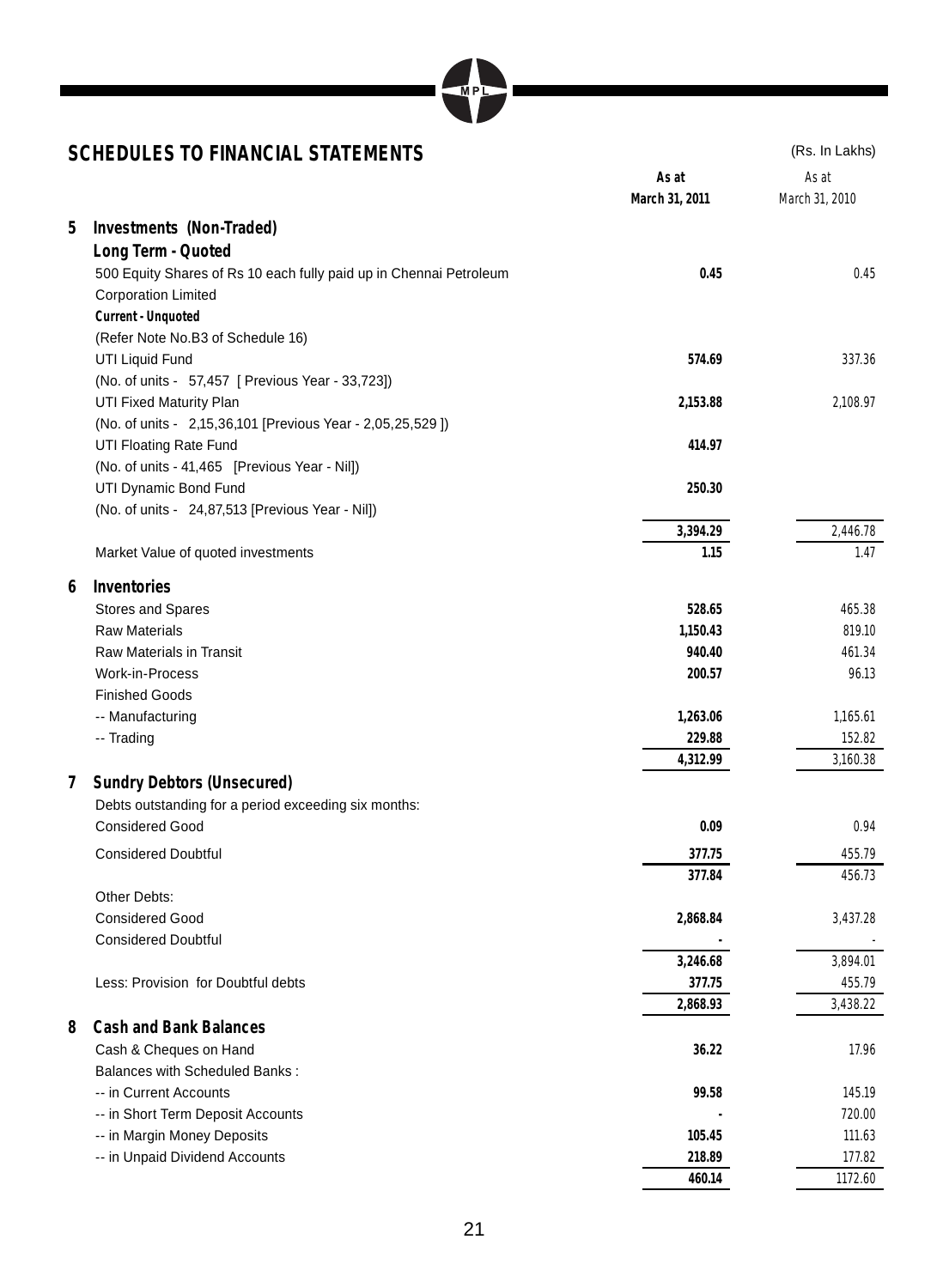## SCHEDULES TO FINANCIAL STATEMENTS

(Rs. In Lakhs)

| | | As at March 31, 2011 | As at March 31, 2010 |
|---|---|---|---|
| **5** | **Investments (Non-Traded)** | | |
| | **Long Term - Quoted** | | |
| | 500 Equity Shares of Rs 10 each fully paid up in Chennai Petroleum Corporation Limited | **0.45** | 0.45 |
| | **Current - Unquoted** | | |
| | (Refer Note No.B3 of Schedule 16) | | |
| | UTI Liquid Fund | **574.69** | 337.36 |
| | (No. of units - 57,457 [ Previous Year - 33,723]) | | |
| | UTI Fixed Maturity Plan | **2,153.88** | 2,108.97 |
| | (No. of units - 2,15,36,101 [Previous Year - 2,05,25,529 ]) | | |
| | UTI Floating Rate Fund | **414.97** | |
| | (No. of units - 41,465 [Previous Year - Nil]) | | |
| | UTI Dynamic Bond Fund | **250.30** | |
| | (No. of units - 24,87,513 [Previous Year - Nil]) | | |
| | | **3,394.29** | 2,446.78 |
| | Market Value of quoted investments | **1.15** | 1.47 |
| **6** | **Inventories** | | |
| | Stores and Spares | **528.65** | 465.38 |
| | Raw Materials | **1,150.43** | 819.10 |
| | Raw Materials in Transit | **940.40** | 461.34 |
| | Work-in-Process | **200.57** | 96.13 |
| | Finished Goods | | |
| | -- Manufacturing | **1,263.06** | 1,165.61 |
| | -- Trading | **229.88** | 152.82 |
| | | **4,312.99** | 3,160.38 |
| **7** | **Sundry Debtors (Unsecured)** | | |
| | Debts outstanding for a period exceeding six months: | | |
| | Considered Good | **0.09** | 0.94 |
| | Considered Doubtful | **377.75** | 455.79 |
| | | **377.84** | 456.73 |
| | Other Debts: | | |
| | Considered Good | **2,868.84** | 3,437.28 |
| | Considered Doubtful | **-** | - |
| | | **3,246.68** | 3,894.01 |
| | Less: Provision for Doubtful debts | **377.75** | 455.79 |
| | | **2,868.93** | 3,438.22 |
| **8** | **Cash and Bank Balances** | | |
| | Cash & Cheques on Hand | **36.22** | 17.96 |
| | Balances with Scheduled Banks : | | |
| | -- in Current Accounts | **99.58** | 145.19 |
| | -- in Short Term Deposit Accounts | **-** | 720.00 |
| | -- in Margin Money Deposits | **105.45** | 111.63 |
| | -- in Unpaid Dividend Accounts | **218.89** | 177.82 |
| | | **460.14** | 1172.60 |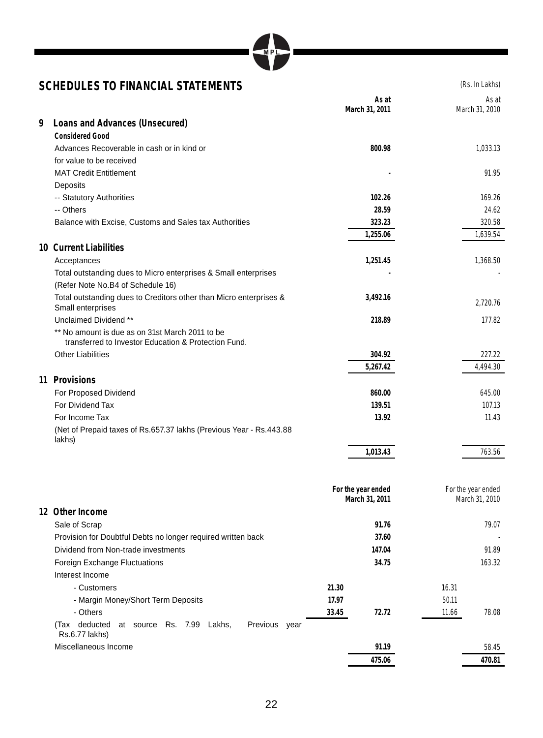## SCHEDULES TO FINANCIAL STATEMENTS

(Rs. In Lakhs)

| | As at March 31, 2011 | As at March 31, 2010 |
|---|---|---|
| **9 Loans and Advances (Unsecured)** | | |
| **Considered Good** | | |
| Advances Recoverable in cash or in kind or for value to be received | **800.98** | 1,033.13 |
| MAT Credit Entitlement | **-** | 91.95 |
| Deposits | | |
| -- Statutory Authorities | **102.26** | 169.26 |
| -- Others | **28.59** | 24.62 |
| Balance with Excise, Customs and Sales tax Authorities | **323.23** | 320.58 |
| | **1,255.06** | 1,639.54 |
| **10 Current Liabilities** | | |
| Acceptances | **1,251.45** | 1,368.50 |
| Total outstanding dues to Micro enterprises & Small enterprises (Refer Note No.B4 of Schedule 16) | **-** | - |
| Total outstanding dues to Creditors other than Micro enterprises & Small enterprises | **3,492.16** | 2,720.76 |
| Unclaimed Dividend ** | **218.89** | 177.82 |
| ** No amount is due as on 31st March 2011 to be transferred to Investor Education & Protection Fund. | | |
| Other Liabilities | **304.92** | 227.22 |
| | **5,267.42** | 4,494.30 |
| **11 Provisions** | | |
| For Proposed Dividend | **860.00** | 645.00 |
| For Dividend Tax | **139.51** | 107.13 |
| For Income Tax (Net of Prepaid taxes of Rs.657.37 lakhs (Previous Year - Rs.443.88 lakhs) | **13.92** | 11.43 |
| | **1,013.43** | 763.56 |

| | | For the year ended March 31, 2011 | | For the year ended March 31, 2010 |
|---|---|---|---|---|
| **12 Other Income** | | | | |
| Sale of Scrap | | **91.76** | | 79.07 |
| Provision for Doubtful Debts no longer required written back | | **37.60** | | - |
| Dividend from Non-trade investments | | **147.04** | | 91.89 |
| Foreign Exchange Fluctuations | | **34.75** | | 163.32 |
| Interest Income | | | | |
| - Customers | **21.30** | | 16.31 | |
| - Margin Money/Short Term Deposits | **17.97** | | 50.11 | |
| - Others | **33.45** | **72.72** | 11.66 | 78.08 |
| (Tax deducted at source Rs. 7.99 Lakhs, Previous year Rs.6.77 lakhs) | | | | |
| Miscellaneous Income | | **91.19** | | 58.45 |
| | | **475.06** | | **470.81** |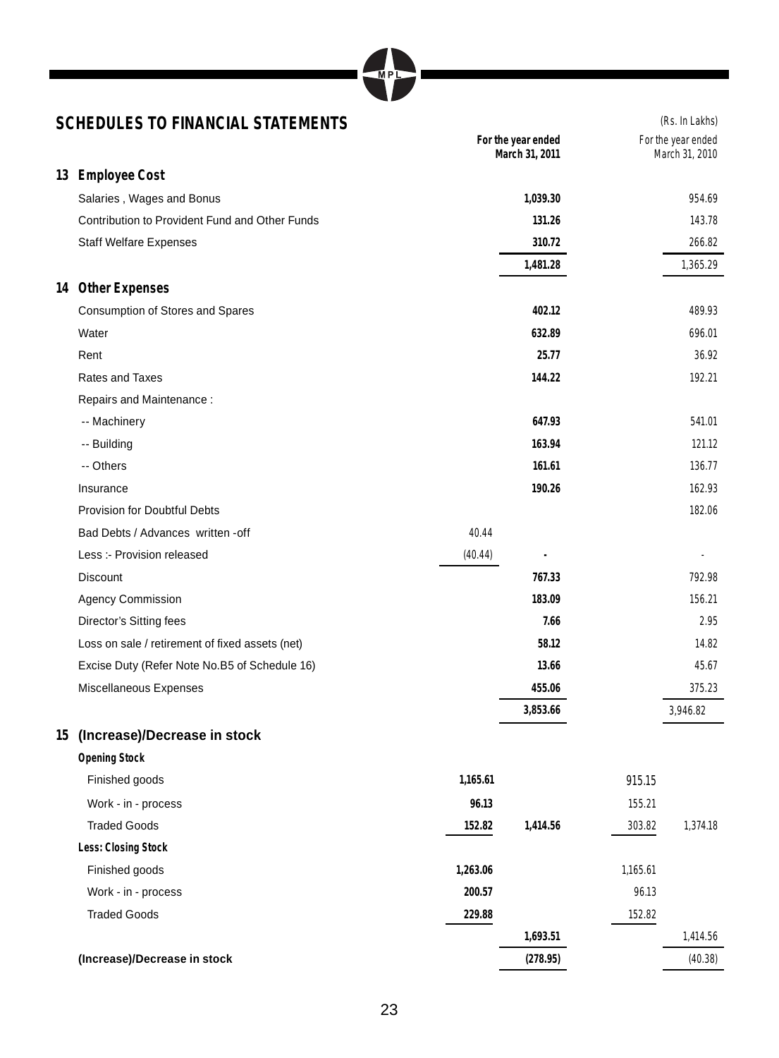## SCHEDULES TO FINANCIAL STATEMENTS

(Rs. In Lakhs)

| | | For the year ended March 31, 2011 | | For the year ended March 31, 2010 |
|---|---|---|---|---|
| **13 Employee Cost** | | | | |
| Salaries , Wages and Bonus | | **1,039.30** | | 954.69 |
| Contribution to Provident Fund and Other Funds | | **131.26** | | 143.78 |
| Staff Welfare Expenses | | **310.72** | | 266.82 |
| | | **1,481.28** | | 1,365.29 |
| **14 Other Expenses** | | | | |
| Consumption of Stores and Spares | | **402.12** | | 489.93 |
| Water | | **632.89** | | 696.01 |
| Rent | | **25.77** | | 36.92 |
| Rates and Taxes | | **144.22** | | 192.21 |
| Repairs and Maintenance : | | | | |
| -- Machinery | | **647.93** | | 541.01 |
| -- Building | | **163.94** | | 121.12 |
| -- Others | | **161.61** | | 136.77 |
| Insurance | | **190.26** | | 162.93 |
| Provision for Doubtful Debts | | | | 182.06 |
| Bad Debts / Advances written -off | 40.44 | | | |
| Less :- Provision released | (40.44) | **-** | | - |
| Discount | | **767.33** | | 792.98 |
| Agency Commission | | **183.09** | | 156.21 |
| Director's Sitting fees | | **7.66** | | 2.95 |
| Loss on sale / retirement of fixed assets (net) | | **58.12** | | 14.82 |
| Excise Duty (Refer Note No.B5 of Schedule 16) | | **13.66** | | 45.67 |
| Miscellaneous Expenses | | **455.06** | | 375.23 |
| | | **3,853.66** | | 3,946.82 |
| **15 (Increase)/Decrease in stock** | | | | |
| **Opening Stock** | | | | |
| Finished goods | **1,165.61** | | 915.15 | |
| Work - in - process | **96.13** | | 155.21 | |
| Traded Goods | **152.82** | **1,414.56** | 303.82 | 1,374.18 |
| **Less: Closing Stock** | | | | |
| Finished goods | **1,263.06** | | 1,165.61 | |
| Work - in - process | **200.57** | | 96.13 | |
| Traded Goods | **229.88** | | 152.82 | |
| | | **1,693.51** | | 1,414.56 |
| **(Increase)/Decrease in stock** | | **(278.95)** | | (40.38) |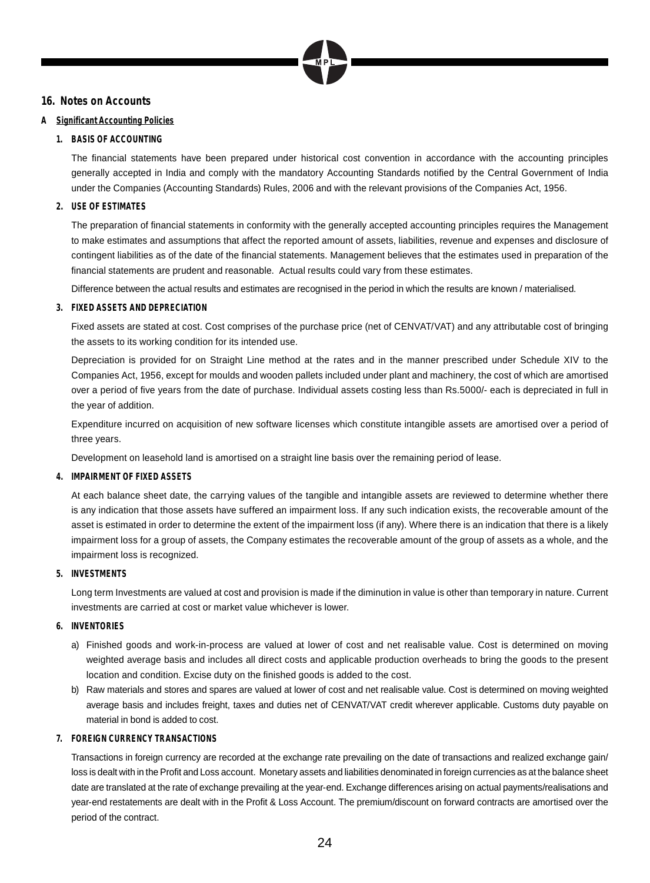## 16. Notes on Accounts

### A Significant Accounting Policies

**1. BASIS OF ACCOUNTING**

The financial statements have been prepared under historical cost convention in accordance with the accounting principles generally accepted in India and comply with the mandatory Accounting Standards notified by the Central Government of India under the Companies (Accounting Standards) Rules, 2006 and with the relevant provisions of the Companies Act, 1956.

**2. USE OF ESTIMATES**

The preparation of financial statements in conformity with the generally accepted accounting principles requires the Management to make estimates and assumptions that affect the reported amount of assets, liabilities, revenue and expenses and disclosure of contingent liabilities as of the date of the financial statements. Management believes that the estimates used in preparation of the financial statements are prudent and reasonable. Actual results could vary from these estimates.

Difference between the actual results and estimates are recognised in the period in which the results are known / materialised.

**3. FIXED ASSETS AND DEPRECIATION**

Fixed assets are stated at cost. Cost comprises of the purchase price (net of CENVAT/VAT) and any attributable cost of bringing the assets to its working condition for its intended use.

Depreciation is provided for on Straight Line method at the rates and in the manner prescribed under Schedule XIV to the Companies Act, 1956, except for moulds and wooden pallets included under plant and machinery, the cost of which are amortised over a period of five years from the date of purchase. Individual assets costing less than Rs.5000/- each is depreciated in full in the year of addition.

Expenditure incurred on acquisition of new software licenses which constitute intangible assets are amortised over a period of three years.

Development on leasehold land is amortised on a straight line basis over the remaining period of lease.

**4. IMPAIRMENT OF FIXED ASSETS**

At each balance sheet date, the carrying values of the tangible and intangible assets are reviewed to determine whether there is any indication that those assets have suffered an impairment loss. If any such indication exists, the recoverable amount of the asset is estimated in order to determine the extent of the impairment loss (if any). Where there is an indication that there is a likely impairment loss for a group of assets, the Company estimates the recoverable amount of the group of assets as a whole, and the impairment loss is recognized.

**5. INVESTMENTS**

Long term Investments are valued at cost and provision is made if the diminution in value is other than temporary in nature. Current investments are carried at cost or market value whichever is lower.

**6. INVENTORIES**

a) Finished goods and work-in-process are valued at lower of cost and net realisable value. Cost is determined on moving weighted average basis and includes all direct costs and applicable production overheads to bring the goods to the present location and condition. Excise duty on the finished goods is added to the cost.

b) Raw materials and stores and spares are valued at lower of cost and net realisable value. Cost is determined on moving weighted average basis and includes freight, taxes and duties net of CENVAT/VAT credit wherever applicable. Customs duty payable on material in bond is added to cost.

**7. FOREIGN CURRENCY TRANSACTIONS**

Transactions in foreign currency are recorded at the exchange rate prevailing on the date of transactions and realized exchange gain/ loss is dealt with in the Profit and Loss account. Monetary assets and liabilities denominated in foreign currencies as at the balance sheet date are translated at the rate of exchange prevailing at the year-end. Exchange differences arising on actual payments/realisations and year-end restatements are dealt with in the Profit & Loss Account. The premium/discount on forward contracts are amortised over the period of the contract.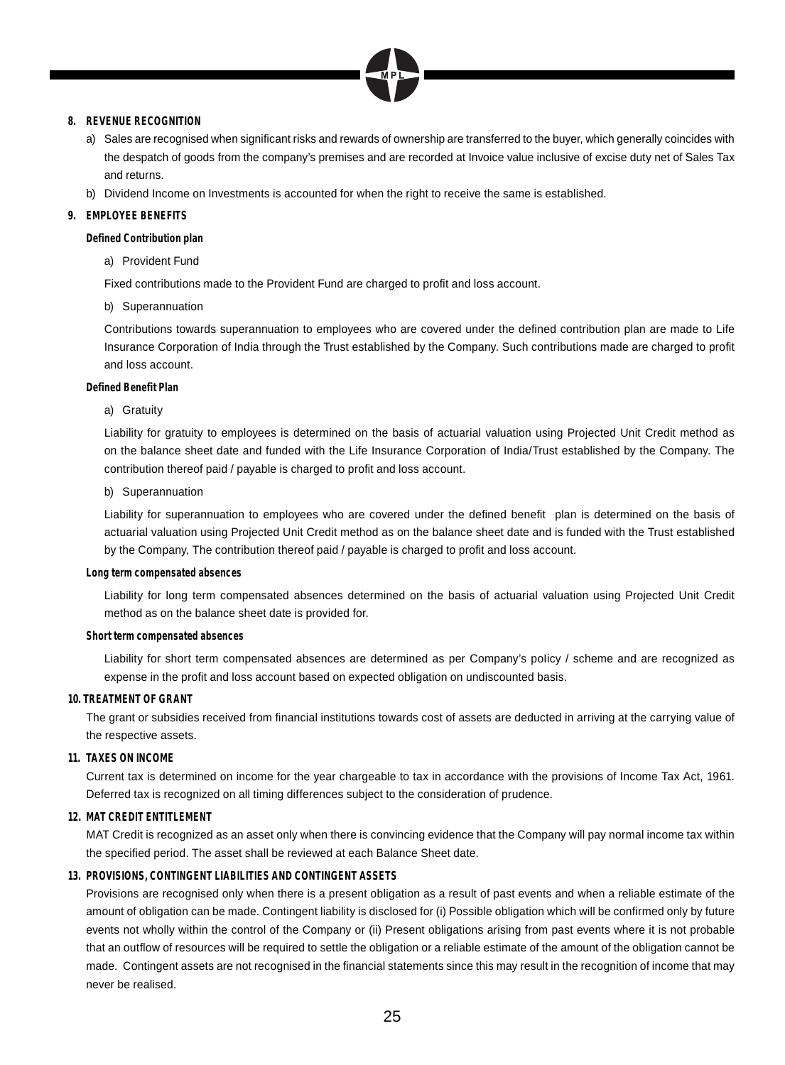## 8. REVENUE RECOGNITION

a) Sales are recognised when significant risks and rewards of ownership are transferred to the buyer, which generally coincides with the despatch of goods from the company's premises and are recorded at Invoice value inclusive of excise duty net of Sales Tax and returns.

b) Dividend Income on Investments is accounted for when the right to receive the same is established.

## 9. EMPLOYEE BENEFITS

### Defined Contribution plan

a) Provident Fund

Fixed contributions made to the Provident Fund are charged to profit and loss account.

b) Superannuation

Contributions towards superannuation to employees who are covered under the defined contribution plan are made to Life Insurance Corporation of India through the Trust established by the Company. Such contributions made are charged to profit and loss account.

### Defined Benefit Plan

a) Gratuity

Liability for gratuity to employees is determined on the basis of actuarial valuation using Projected Unit Credit method as on the balance sheet date and funded with the Life Insurance Corporation of India/Trust established by the Company. The contribution thereof paid / payable is charged to profit and loss account.

b) Superannuation

Liability for superannuation to employees who are covered under the defined benefit plan is determined on the basis of actuarial valuation using Projected Unit Credit method as on the balance sheet date and is funded with the Trust established by the Company, The contribution thereof paid / payable is charged to profit and loss account.

### Long term compensated absences

Liability for long term compensated absences determined on the basis of actuarial valuation using Projected Unit Credit method as on the balance sheet date is provided for.

### Short term compensated absences

Liability for short term compensated absences are determined as per Company's policy / scheme and are recognized as expense in the profit and loss account based on expected obligation on undiscounted basis.

## 10. TREATMENT OF GRANT

The grant or subsidies received from financial institutions towards cost of assets are deducted in arriving at the carrying value of the respective assets.

## 11. TAXES ON INCOME

Current tax is determined on income for the year chargeable to tax in accordance with the provisions of Income Tax Act, 1961. Deferred tax is recognized on all timing differences subject to the consideration of prudence.

## 12. MAT CREDIT ENTITLEMENT

MAT Credit is recognized as an asset only when there is convincing evidence that the Company will pay normal income tax within the specified period. The asset shall be reviewed at each Balance Sheet date.

## 13. PROVISIONS, CONTINGENT LIABILITIES AND CONTINGENT ASSETS

Provisions are recognised only when there is a present obligation as a result of past events and when a reliable estimate of the amount of obligation can be made. Contingent liability is disclosed for (i) Possible obligation which will be confirmed only by future events not wholly within the control of the Company or (ii) Present obligations arising from past events where it is not probable that an outflow of resources will be required to settle the obligation or a reliable estimate of the amount of the obligation cannot be made. Contingent assets are not recognised in the financial statements since this may result in the recognition of income that may never be realised.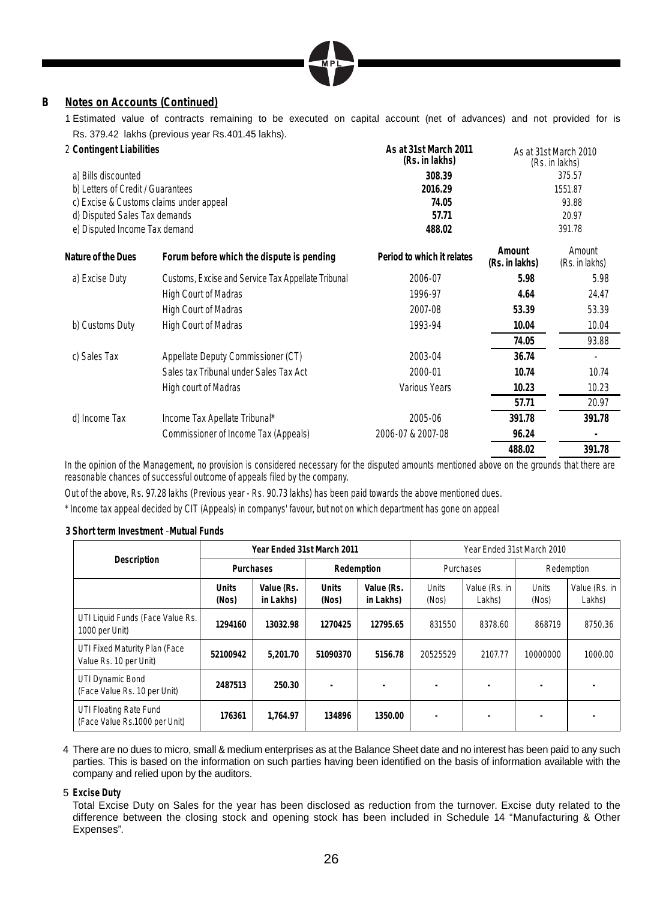## B Notes on Accounts (Continued)

1 Estimated value of contracts remaining to be executed on capital account (net of advances) and not provided for is Rs. 379.42 lakhs (previous year Rs.401.45 lakhs).

2 **Contingent Liabilities**

| | As at 31st March 2011 (Rs. in lakhs) | As at 31st March 2010 (Rs. in lakhs) |
|---|---|---|
| a) Bills discounted | **308.39** | 375.57 |
| b) Letters of Credit / Guarantees | **2016.29** | 1551.87 |
| c) Excise & Customs claims under appeal | **74.05** | 93.88 |
| d) Disputed Sales Tax demands | **57.71** | 20.97 |
| e) Disputed Income Tax demand | **488.02** | 391.78 |

| Nature of the Dues | Forum before which the dispute is pending | Period to which it relates | Amount (Rs. in lakhs) | Amount (Rs. in lakhs) |
|---|---|---|---|---|
| a) Excise Duty | Customs, Excise and Service Tax Appellate Tribunal | 2006-07 | **5.98** | 5.98 |
| | High Court of Madras | 1996-97 | **4.64** | 24.47 |
| | High Court of Madras | 2007-08 | **53.39** | 53.39 |
| b) Customs Duty | High Court of Madras | 1993-94 | **10.04** | 10.04 |
| | | | **74.05** | 93.88 |
| c) Sales Tax | Appellate Deputy Commissioner (CT) | 2003-04 | **36.74** | - |
| | Sales tax Tribunal under Sales Tax Act | 2000-01 | **10.74** | 10.74 |
| | High court of Madras | Various Years | **10.23** | 10.23 |
| | | | **57.71** | 20.97 |
| d) Income Tax | Income Tax Apellate Tribunal* | 2005-06 | **391.78** | **391.78** |
| | Commissioner of Income Tax (Appeals) | 2006-07 & 2007-08 | **96.24** | - |
| | | | **488.02** | **391.78** |

In the opinion of the Management, no provision is considered necessary for the disputed amounts mentioned above on the grounds that there are reasonable chances of successful outcome of appeals filed by the company.

Out of the above, Rs. 97.28 lakhs (Previous year - Rs. 90.73 lakhs) has been paid towards the above mentioned dues.

\* Income tax appeal decided by CIT (Appeals) in companys' favour, but not on which department has gone on appeal

**3 Short term Investment -Mutual Funds**

| Description | Year Ended 31st March 2011 | | | | Year Ended 31st March 2010 | | | |
|---|---|---|---|---|---|---|---|---|
| | Purchases | | Redemption | | Purchases | | Redemption | |
| | Units (Nos) | Value (Rs. in Lakhs) | Units (Nos) | Value (Rs. in Lakhs) | Units (Nos) | Value (Rs. in Lakhs) | Units (Nos) | Value (Rs. in Lakhs) |
| UTI Liquid Funds (Face Value Rs. 1000 per Unit) | **1294160** | **13032.98** | **1270425** | **12795.65** | 831550 | 8378.60 | 868719 | 8750.36 |
| UTI Fixed Maturity Plan (Face Value Rs. 10 per Unit) | **52100942** | **5,201.70** | **51090370** | **5156.78** | 20525529 | 2107.77 | 10000000 | 1000.00 |
| UTI Dynamic Bond (Face Value Rs. 10 per Unit) | **2487513** | **250.30** | - | - | - | - | - | - |
| UTI Floating Rate Fund (Face Value Rs.1000 per Unit) | **176361** | **1,764.97** | **134896** | **1350.00** | - | - | - | - |

4 There are no dues to micro, small & medium enterprises as at the Balance Sheet date and no interest has been paid to any such parties. This is based on the information on such parties having been identified on the basis of information available with the company and relied upon by the auditors.

5 **Excise Duty**

Total Excise Duty on Sales for the year has been disclosed as reduction from the turnover. Excise duty related to the difference between the closing stock and opening stock has been included in Schedule 14 "Manufacturing & Other Expenses".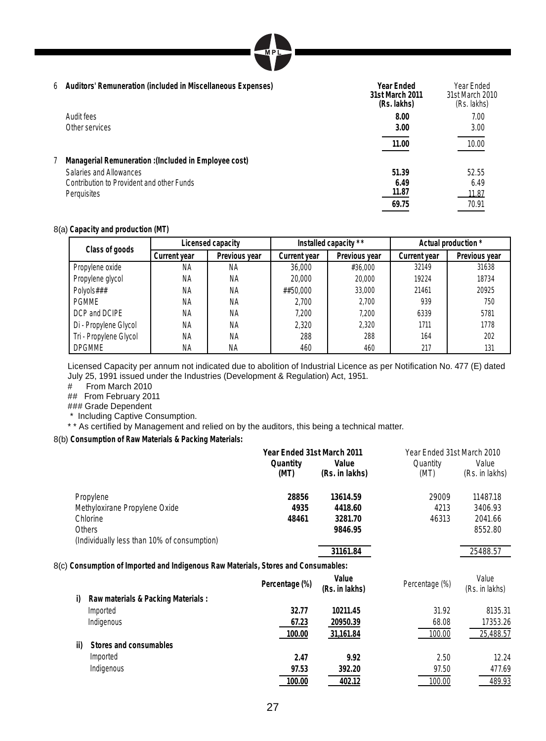6 **Auditors' Remuneration (included in Miscellaneous Expenses)**

| | **Year Ended 31st March 2011 (Rs. lakhs)** | Year Ended 31st March 2010 (Rs. lakhs) |
|---|---|---|
| Audit fees | **8.00** | 7.00 |
| Other services | **3.00** | 3.00 |
| | **11.00** | 10.00 |

7 **Managerial Remuneration :(Included in Employee cost)**

| | | |
|---|---|---|
| Salaries and Allowances | **51.39** | 52.55 |
| Contribution to Provident and other Funds | **6.49** | 6.49 |
| Perquisites | **11.87** | 11.87 |
| | **69.75** | 70.91 |

8(a) **Capacity and production (MT)**

| Class of goods | Licensed capacity | | Installed capacity ** | | Actual production * | |
|---|---|---|---|---|---|---|
| | Current year | Previous year | Current year | Previous year | Current year | Previous year |
| Propylene oxide | NA | NA | 36,000 | #36,000 | 32149 | 31638 |
| Propylene glycol | NA | NA | 20,000 | 20,000 | 19224 | 18734 |
| Polyols### | NA | NA | ##50,000 | 33,000 | 21461 | 20925 |
| PGMME | NA | NA | 2,700 | 2,700 | 939 | 750 |
| DCP and DCIPE | NA | NA | 7,200 | 7,200 | 6339 | 5781 |
| Di - Propylene Glycol | NA | NA | 2,320 | 2,320 | 1711 | 1778 |
| Tri - Propylene Glycol | NA | NA | 288 | 288 | 164 | 202 |
| DPGMME | NA | NA | 460 | 460 | 217 | 131 |

Licensed Capacity per annum not indicated due to abolition of Industrial Licence as per Notification No. 477 (E) dated July 25, 1991 issued under the Industries (Development & Regulation) Act, 1951.

\# From March 2010

\## From February 2011

\### Grade Dependent

\* Including Captive Consumption.

\* * As certified by Management and relied on by the auditors, this being a technical matter.

8(b) **Consumption of Raw Materials & Packing Materials:**

| | **Year Ended 31st March 2011** | | Year Ended 31st March 2010 | |
|---|---|---|---|---|
| | **Quantity (MT)** | **Value (Rs. in lakhs)** | Quantity (MT) | Value (Rs. in lakhs) |
| Propylene | **28856** | **13614.59** | 29009 | 11487.18 |
| Methyloxirane Propylene Oxide | **4935** | **4418.60** | 4213 | 3406.93 |
| Chlorine | **48461** | **3281.70** | 46313 | 2041.66 |
| Others (Individually less than 10% of consumption) | | **9846.95** | | 8552.80 |
| | | **31161.84** | | 25488.57 |

8(c) **Consumption of Imported and Indigenous Raw Materials, Stores and Consumables:**

| | **Percentage (%)** | **Value (Rs. in lakhs)** | Percentage (%) | Value (Rs. in lakhs) |
|---|---|---|---|---|
| **i) Raw materials & Packing Materials :** | | | | |
| Imported | **32.77** | **10211.45** | 31.92 | 8135.31 |
| Indigenous | **67.23** | **20950.39** | 68.08 | 17353.26 |
| | **100.00** | **31,161.84** | 100.00 | 25,488.57 |
| **ii) Stores and consumables** | | | | |
| Imported | **2.47** | **9.92** | 2.50 | 12.24 |
| Indigenous | **97.53** | **392.20** | 97.50 | 477.69 |
| | **100.00** | **402.12** | 100.00 | 489.93 |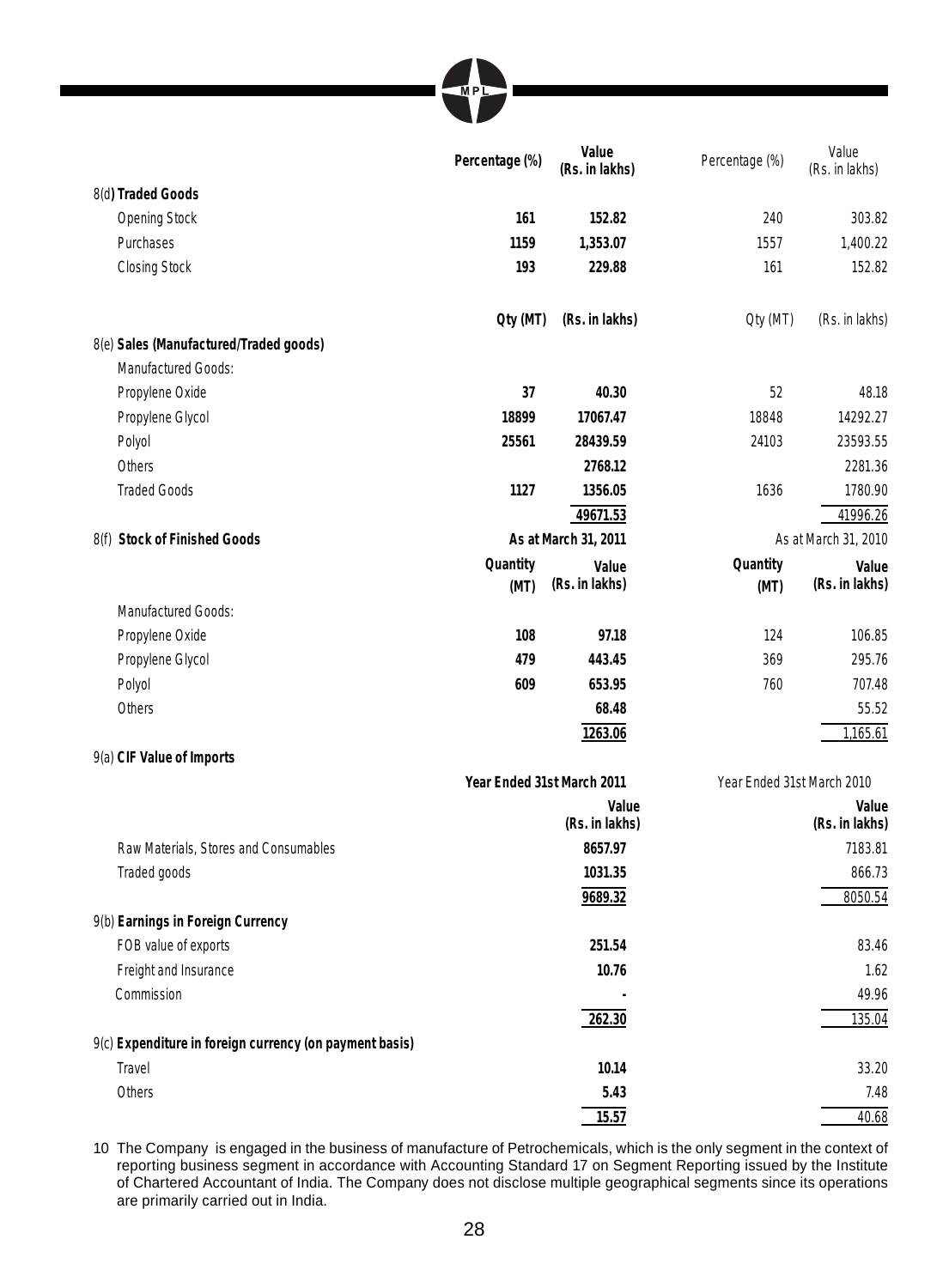| | Percentage (%) | Value (Rs. in lakhs) | Percentage (%) | Value (Rs. in lakhs) |
|---|---|---|---|---|
| **8(d) Traded Goods** | | | | |
| Opening Stock | **161** | **152.82** | 240 | 303.82 |
| Purchases | **1159** | **1,353.07** | 1557 | 1,400.22 |
| Closing Stock | **193** | **229.88** | 161 | 152.82 |

| | Qty (MT) | (Rs. in lakhs) | Qty (MT) | (Rs. in lakhs) |
|---|---|---|---|---|
| **8(e) Sales (Manufactured/Traded goods)** | | | | |
| Manufactured Goods: | | | | |
| Propylene Oxide | **37** | **40.30** | 52 | 48.18 |
| Propylene Glycol | **18899** | **17067.47** | 18848 | 14292.27 |
| Polyol | **25561** | **28439.59** | 24103 | 23593.55 |
| Others | | **2768.12** | | 2281.36 |
| Traded Goods | **1127** | **1356.05** | 1636 | 1780.90 |
| | | **49671.53** | | 41996.26 |

| **8(f) Stock of Finished Goods** | **As at March 31, 2011** | | As at March 31, 2010 | |
|---|---|---|---|---|
| | **Quantity (MT)** | **Value (Rs. in lakhs)** | **Quantity (MT)** | **Value (Rs. in lakhs)** |
| Manufactured Goods: | | | | |
| Propylene Oxide | **108** | **97.18** | 124 | 106.85 |
| Propylene Glycol | **479** | **443.45** | 369 | 295.76 |
| Polyol | **609** | **653.95** | 760 | 707.48 |
| Others | | **68.48** | | 55.52 |
| | | **1263.06** | | 1,165.61 |

| | **Year Ended 31st March 2011** | Year Ended 31st March 2010 |
|---|---|---|
| | **Value (Rs. in lakhs)** | **Value (Rs. in lakhs)** |
| **9(a) CIF Value of Imports** | | |
| Raw Materials, Stores and Consumables | **8657.97** | 7183.81 |
| Traded goods | **1031.35** | 866.73 |
| | **9689.32** | 8050.54 |
| **9(b) Earnings in Foreign Currency** | | |
| FOB value of exports | **251.54** | 83.46 |
| Freight and Insurance | **10.76** | 1.62 |
| Commission | **-** | 49.96 |
| | **262.30** | 135.04 |
| **9(c) Expenditure in foreign currency (on payment basis)** | | |
| Travel | **10.14** | 33.20 |
| Others | **5.43** | 7.48 |
| | **15.57** | 40.68 |

10 The Company is engaged in the business of manufacture of Petrochemicals, which is the only segment in the context of reporting business segment in accordance with Accounting Standard 17 on Segment Reporting issued by the Institute of Chartered Accountant of India. The Company does not disclose multiple geographical segments since its operations are primarily carried out in India.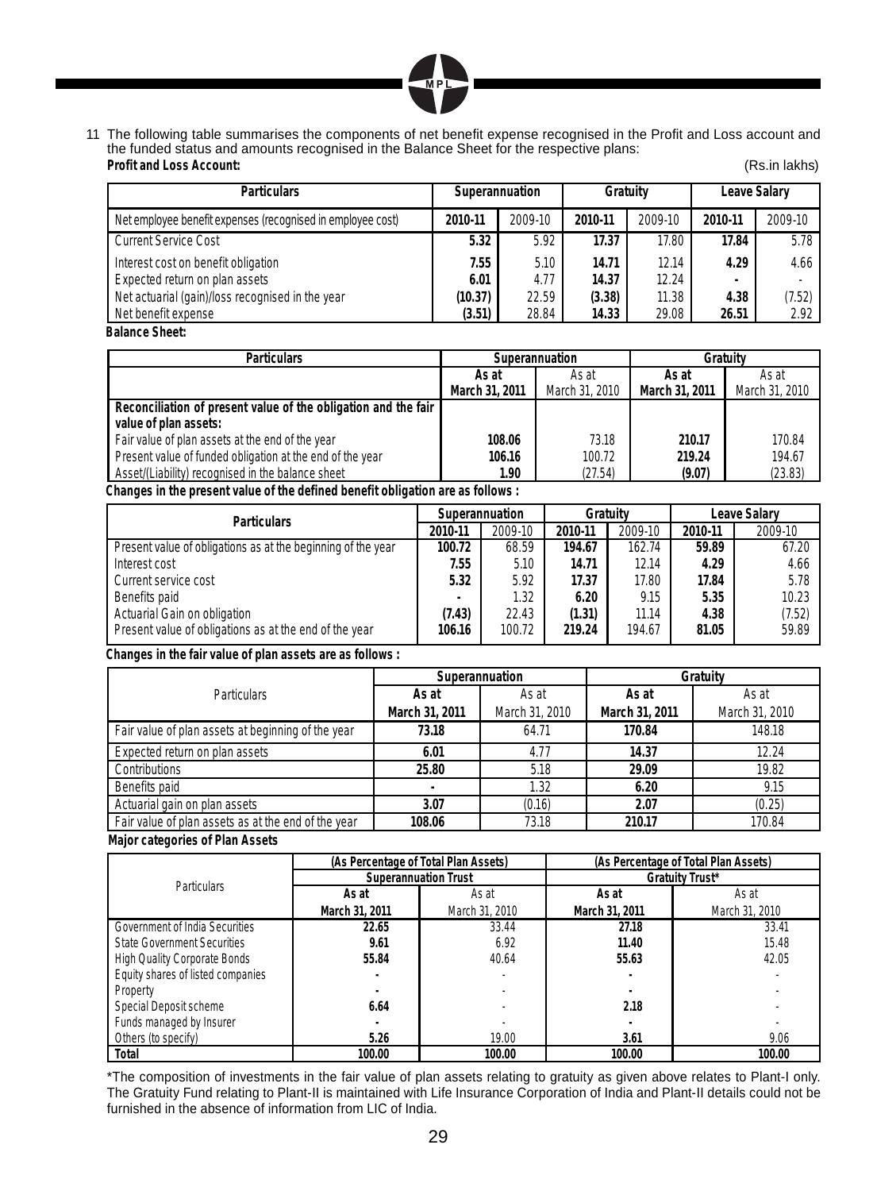11 The following table summarises the components of net benefit expense recognised in the Profit and Loss account and the funded status and amounts recognised in the Balance Sheet for the respective plans:

**Profit and Loss Account:**

(Rs.in lakhs)

| Particulars | Superannuation | | Gratuity | | Leave Salary | |
|---|---|---|---|---|---|---|
| Net employee benefit expenses (recognised in employee cost) | **2010-11** | 2009-10 | **2010-11** | 2009-10 | **2010-11** | 2009-10 |
| Current Service Cost | **5.32** | 5.92 | **17.37** | 17.80 | **17.84** | 5.78 |
| Interest cost on benefit obligation | **7.55** | 5.10 | **14.71** | 12.14 | **4.29** | 4.66 |
| Expected return on plan assets | **6.01** | 4.77 | **14.37** | 12.24 | **-** | - |
| Net actuarial (gain)/loss recognised in the year | **(10.37)** | 22.59 | **(3.38)** | 11.38 | **4.38** | (7.52) |
| Net benefit expense | **(3.51)** | 28.84 | **14.33** | 29.08 | **26.51** | 2.92 |

**Balance Sheet:**

| Particulars | Superannuation | | Gratuity | |
|---|---|---|---|---|
| | **As at March 31, 2011** | As at March 31, 2010 | **As at March 31, 2011** | As at March 31, 2010 |
| **Reconciliation of present value of the obligation and the fair value of plan assets:** | | | | |
| Fair value of plan assets at the end of the year | **108.06** | 73.18 | **210.17** | 170.84 |
| Present value of funded obligation at the end of the year | **106.16** | 100.72 | **219.24** | 194.67 |
| Asset/(Liability) recognised in the balance sheet | **1.90** | (27.54) | **(9.07)** | (23.83) |

**Changes in the present value of the defined benefit obligation are as follows :**

| Particulars | Superannuation | | Gratuity | | Leave Salary | |
|---|---|---|---|---|---|---|
| | **2010-11** | 2009-10 | **2010-11** | 2009-10 | **2010-11** | 2009-10 |
| Present value of obligations as at the beginning of the year | **100.72** | 68.59 | **194.67** | 162.74 | **59.89** | 67.20 |
| Interest cost | **7.55** | 5.10 | **14.71** | 12.14 | **4.29** | 4.66 |
| Current service cost | **5.32** | 5.92 | **17.37** | 17.80 | **17.84** | 5.78 |
| Benefits paid | **-** | 1.32 | **6.20** | 9.15 | **5.35** | 10.23 |
| Actuarial Gain on obligation | **(7.43)** | 22.43 | **(1.31)** | 11.14 | **4.38** | (7.52) |
| Present value of obligations as at the end of the year | **106.16** | 100.72 | **219.24** | 194.67 | **81.05** | 59.89 |

**Changes in the fair value of plan assets are as follows :**

| Particulars | Superannuation | | Gratuity | |
|---|---|---|---|---|
| | **As at March 31, 2011** | As at March 31, 2010 | **As at March 31, 2011** | As at March 31, 2010 |
| Fair value of plan assets at beginning of the year | **73.18** | 64.71 | **170.84** | 148.18 |
| Expected return on plan assets | **6.01** | 4.77 | **14.37** | 12.24 |
| Contributions | **25.80** | 5.18 | **29.09** | 19.82 |
| Benefits paid | **-** | 1.32 | **6.20** | 9.15 |
| Actuarial gain on plan assets | **3.07** | (0.16) | **2.07** | (0.25) |
| Fair value of plan assets as at the end of the year | **108.06** | 73.18 | **210.17** | 170.84 |

**Major categories of Plan Assets**

| Particulars | (As Percentage of Total Plan Assets) Superannuation Trust | | (As Percentage of Total Plan Assets) Gratuity Trust* | |
|---|---|---|---|---|
| | **As at March 31, 2011** | As at March 31, 2010 | **As at March 31, 2011** | As at March 31, 2010 |
| Government of India Securities | **22.65** | 33.44 | **27.18** | 33.41 |
| State Government Securities | **9.61** | 6.92 | **11.40** | 15.48 |
| High Quality Corporate Bonds | **55.84** | 40.64 | **55.63** | 42.05 |
| Equity shares of listed companies | **-** | - | **-** | - |
| Property | **-** | - | **-** | - |
| Special Deposit scheme | **6.64** | - | **2.18** | - |
| Funds managed by Insurer | **-** | - | **-** | - |
| Others (to specify) | **5.26** | 19.00 | **3.61** | 9.06 |
| **Total** | **100.00** | **100.00** | **100.00** | **100.00** |

*The composition of investments in the fair value of plan assets relating to gratuity as given above relates to Plant-I only. The Gratuity Fund relating to Plant-II is maintained with Life Insurance Corporation of India and Plant-II details could not be furnished in the absence of information from LIC of India.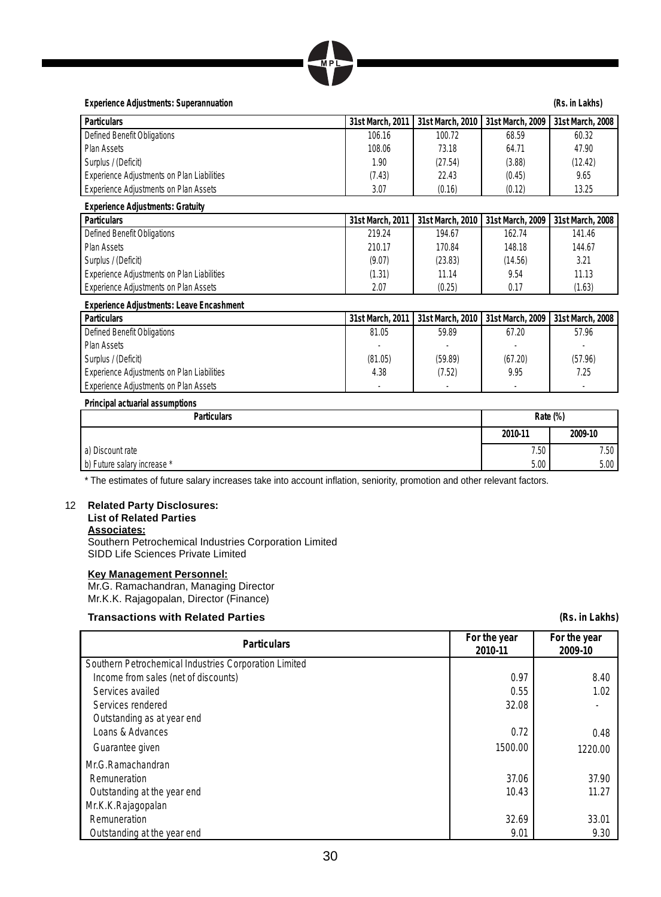**Experience Adjustments: Superannuation** **(Rs. in Lakhs)**

| Particulars | 31st March, 2011 | 31st March, 2010 | 31st March, 2009 | 31st March, 2008 |
|---|---|---|---|---|
| Defined Benefit Obligations | 106.16 | 100.72 | 68.59 | 60.32 |
| Plan Assets | 108.06 | 73.18 | 64.71 | 47.90 |
| Surplus / (Deficit) | 1.90 | (27.54) | (3.88) | (12.42) |
| Experience Adjustments on Plan Liabilities | (7.43) | 22.43 | (0.45) | 9.65 |
| Experience Adjustments on Plan Assets | 3.07 | (0.16) | (0.12) | 13.25 |

**Experience Adjustments: Gratuity**

| Particulars | 31st March, 2011 | 31st March, 2010 | 31st March, 2009 | 31st March, 2008 |
|---|---|---|---|---|
| Defined Benefit Obligations | 219.24 | 194.67 | 162.74 | 141.46 |
| Plan Assets | 210.17 | 170.84 | 148.18 | 144.67 |
| Surplus / (Deficit) | (9.07) | (23.83) | (14.56) | 3.21 |
| Experience Adjustments on Plan Liabilities | (1.31) | 11.14 | 9.54 | 11.13 |
| Experience Adjustments on Plan Assets | 2.07 | (0.25) | 0.17 | (1.63) |

**Experience Adjustments: Leave Encashment**

| Particulars | 31st March, 2011 | 31st March, 2010 | 31st March, 2009 | 31st March, 2008 |
|---|---|---|---|---|
| Defined Benefit Obligations | 81.05 | 59.89 | 67.20 | 57.96 |
| Plan Assets | - | - | - | - |
| Surplus / (Deficit) | (81.05) | (59.89) | (67.20) | (57.96) |
| Experience Adjustments on Plan Liabilities | 4.38 | (7.52) | 9.95 | 7.25 |
| Experience Adjustments on Plan Assets | - | - | - | - |

**Principal actuarial assumptions**

| Particulars | Rate (%) | |
|---|---|---|
| | 2010-11 | 2009-10 |
| a) Discount rate | 7.50 | 7.50 |
| b) Future salary increase * | 5.00 | 5.00 |

\* The estimates of future salary increases take into account inflation, seniority, promotion and other relevant factors.

12 **Related Party Disclosures:**

**List of Related Parties**

**Associates:**

Southern Petrochemical Industries Corporation Limited
SIDD Life Sciences Private Limited

**Key Management Personnel:**

Mr.G. Ramachandran, Managing Director
Mr.K.K. Rajagopalan, Director (Finance)

**Transactions with Related Parties** **(Rs. in Lakhs)**

| Particulars | For the year 2010-11 | For the year 2009-10 |
|---|---|---|
| Southern Petrochemical Industries Corporation Limited | | |
| Income from sales (net of discounts) | 0.97 | 8.40 |
| Services availed | 0.55 | 1.02 |
| Services rendered | 32.08 | - |
| Outstanding as at year end | | |
| Loans & Advances | 0.72 | 0.48 |
| Guarantee given | 1500.00 | 1220.00 |
| Mr.G.Ramachandran | | |
| Remuneration | 37.06 | 37.90 |
| Outstanding at the year end | 10.43 | 11.27 |
| Mr.K.K.Rajagopalan | | |
| Remuneration | 32.69 | 33.01 |
| Outstanding at the year end | 9.01 | 9.30 |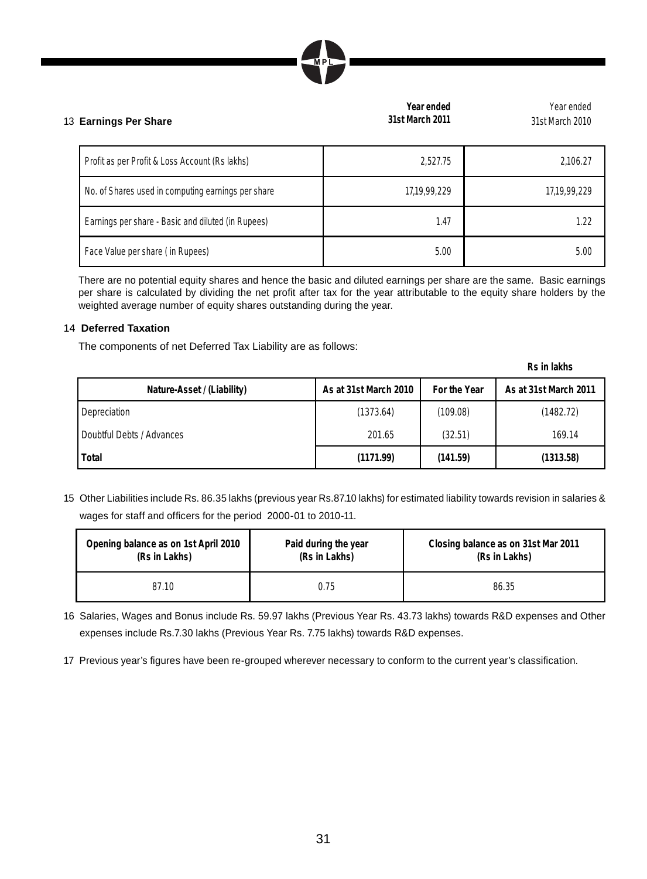## 13 Earnings Per Share

| | Year ended 31st March 2011 | Year ended 31st March 2010 |
|---|---|---|
| Profit as per Profit & Loss Account (Rs lakhs) | 2,527.75 | 2,106.27 |
| No. of Shares used in computing earnings per share | 17,19,99,229 | 17,19,99,229 |
| Earnings per share - Basic and diluted (in Rupees) | 1.47 | 1.22 |
| Face Value per share ( in Rupees) | 5.00 | 5.00 |

There are no potential equity shares and hence the basic and diluted earnings per share are the same. Basic earnings per share is calculated by dividing the net profit after tax for the year attributable to the equity share holders by the weighted average number of equity shares outstanding during the year.

## 14 Deferred Taxation

The components of net Deferred Tax Liability are as follows:

**Rs in lakhs**

| Nature-Asset / (Liability) | As at 31st March 2010 | For the Year | As at 31st March 2011 |
|---|---|---|---|
| Depreciation | (1373.64) | (109.08) | (1482.72) |
| Doubtful Debts / Advances | 201.65 | (32.51) | 169.14 |
| **Total** | **(1171.99)** | **(141.59)** | **(1313.58)** |

15 Other Liabilities include Rs. 86.35 lakhs (previous year Rs.87.10 lakhs) for estimated liability towards revision in salaries & wages for staff and officers for the period 2000-01 to 2010-11.

| Opening balance as on 1st April 2010 (Rs in Lakhs) | Paid during the year (Rs in Lakhs) | Closing balance as on 31st Mar 2011 (Rs in Lakhs) |
|---|---|---|
| 87.10 | 0.75 | 86.35 |

16 Salaries, Wages and Bonus include Rs. 59.97 lakhs (Previous Year Rs. 43.73 lakhs) towards R&D expenses and Other expenses include Rs.7.30 lakhs (Previous Year Rs. 7.75 lakhs) towards R&D expenses.

17 Previous year's figures have been re-grouped wherever necessary to conform to the current year's classification.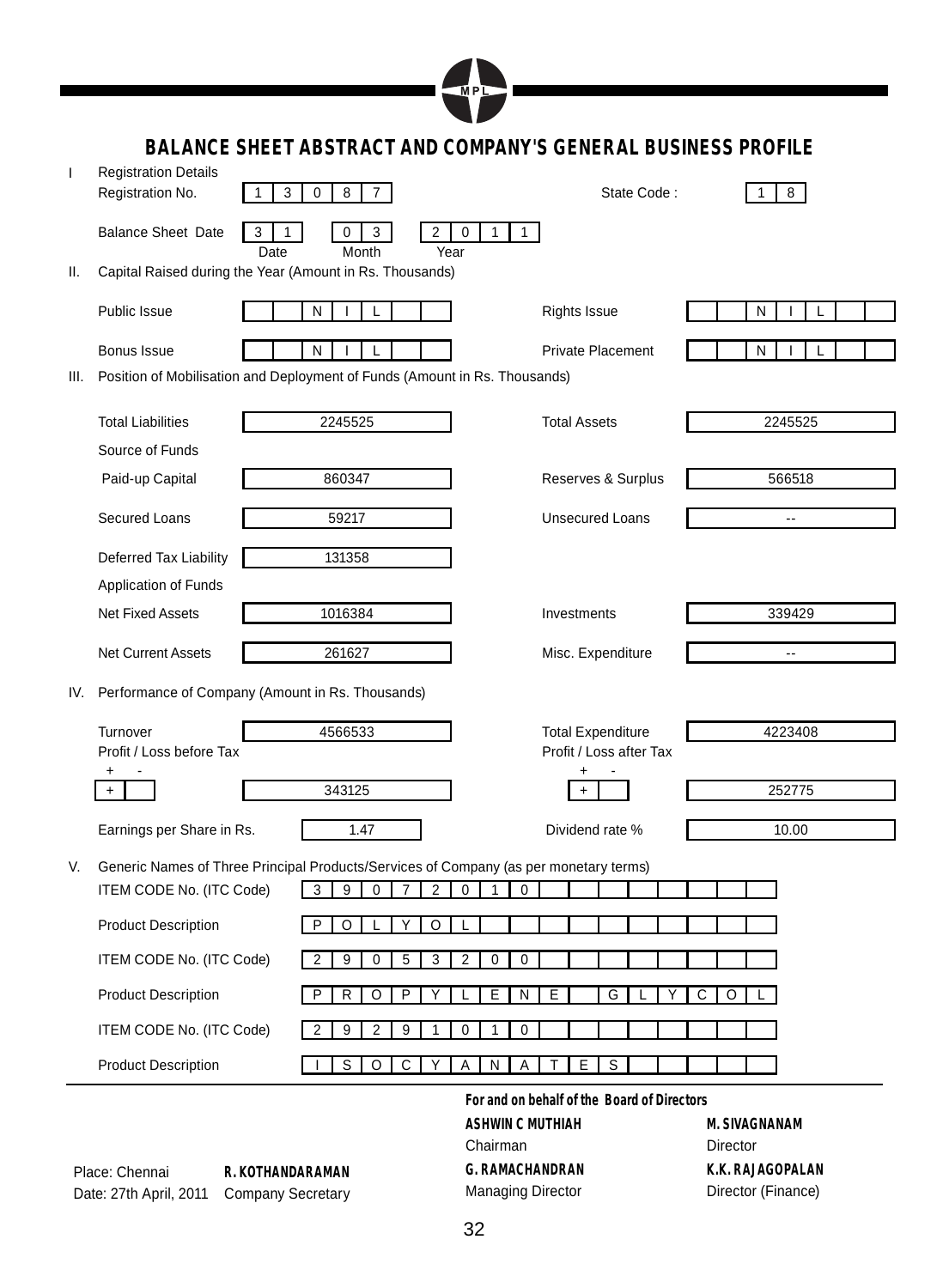# BALANCE SHEET ABSTRACT AND COMPANY'S GENERAL BUSINESS PROFILE

**I Registration Details**

| | | | |
|---|---|---|---|
| Registration No. | 13087 | State Code : | 18 |
| Balance Sheet Date | 31 (Date) 03 (Month) 2011 (Year) | | |

**II. Capital Raised during the Year (Amount in Rs. Thousands)**

| | | | |
|---|---|---|---|
| Public Issue | NIL | Rights Issue | NIL |
| Bonus Issue | NIL | Private Placement | NIL |

**III. Position of Mobilisation and Deployment of Funds (Amount in Rs. Thousands)**

| | | | |
|---|---|---|---|
| Total Liabilities | 2245525 | Total Assets | 2245525 |
| **Source of Funds** | | | |
| Paid-up Capital | 860347 | Reserves & Surplus | 566518 |
| Secured Loans | 59217 | Unsecured Loans | -- |
| Deferred Tax Liability | 131358 | | |
| **Application of Funds** | | | |
| Net Fixed Assets | 1016384 | Investments | 339429 |
| Net Current Assets | 261627 | Misc. Expenditure | -- |

**IV. Performance of Company (Amount in Rs. Thousands)**

| | | | |
|---|---|---|---|
| Turnover | 4566533 | Total Expenditure | 4223408 |
| Profit / Loss before Tax (+) | 343125 | Profit / Loss after Tax (+) | 252775 |
| Earnings per Share in Rs. | 1.47 | Dividend rate % | 10.00 |

**V. Generic Names of Three Principal Products/Services of Company (as per monetary terms)**

| | |
|---|---|
| ITEM CODE No. (ITC Code) | 39072010 |
| Product Description | POLYOL |
| ITEM CODE No. (ITC Code) | 29053200 |
| Product Description | PROPYLENE GLYCOL |
| ITEM CODE No. (ITC Code) | 29291010 |
| Product Description | ISOCYANATES |

**For and on behalf of the Board of Directors**

| | | | |
|---|---|---|---|
| | | **ASHWIN C MUTHIAH** | **M. SIVAGNANAM** |
| | | Chairman | Director |
| Place: Chennai | **R. KOTHANDARAMAN** | **G. RAMACHANDRAN** | **K.K. RAJAGOPALAN** |
| Date: 27th April, 2011 | Company Secretary | Managing Director | Director (Finance) |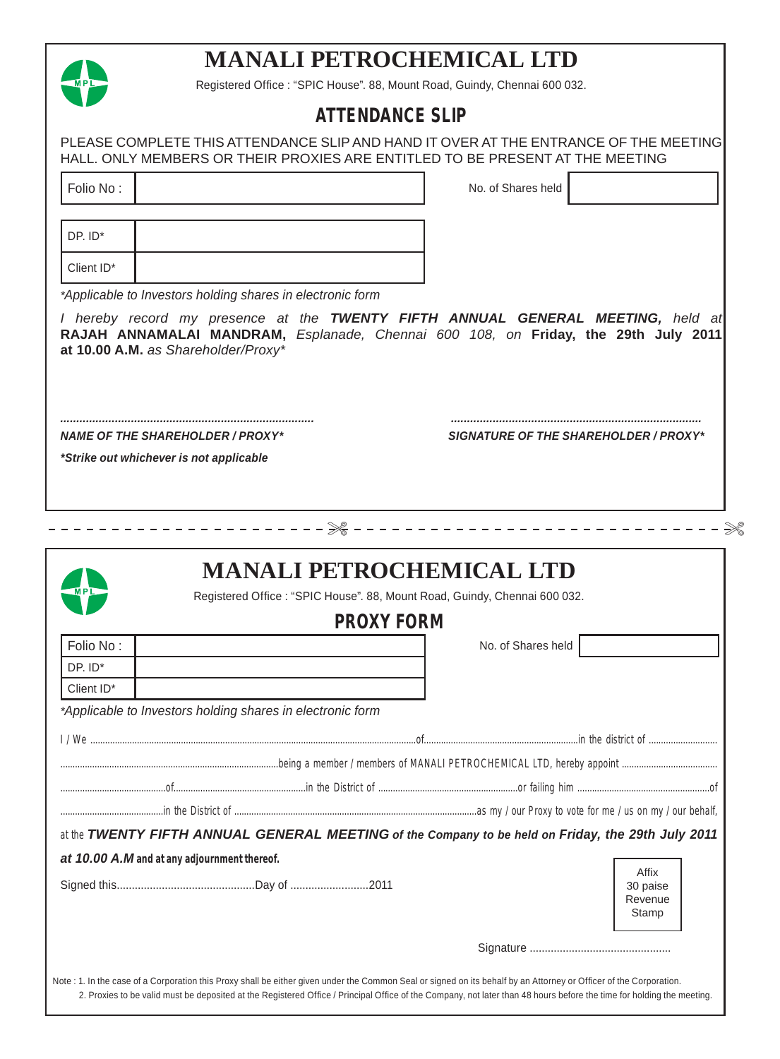# MANALI PETROCHEMICAL LTD

Registered Office : "SPIC House". 88, Mount Road, Guindy, Chennai 600 032.

## ATTENDANCE SLIP

PLEASE COMPLETE THIS ATTENDANCE SLIP AND HAND IT OVER AT THE ENTRANCE OF THE MEETING HALL. ONLY MEMBERS OR THEIR PROXIES ARE ENTITLED TO BE PRESENT AT THE MEETING

| Folio No : | | No. of Shares held | |
|---|---|---|---|

| DP. ID* | |
|---|---|
| Client ID* | |

*Applicable to Investors holding shares in electronic form

*I hereby record my presence at the* ***TWENTY FIFTH ANNUAL GENERAL MEETING,*** *held at* **RAJAH ANNAMALAI MANDRAM,** *Esplanade, Chennai 600 108, on* **Friday, the 29th July 2011 at 10.00 A.M.** *as Shareholder/Proxy**

..............................................................................

***NAME OF THE SHAREHOLDER / PROXY****

..............................................................................

***SIGNATURE OF THE SHAREHOLDER / PROXY****

***Strike out whichever is not applicable***

---

# MANALI PETROCHEMICAL LTD

Registered Office : "SPIC House". 88, Mount Road, Guindy, Chennai 600 032.

## PROXY FORM

| Folio No : | | No. of Shares held | |
|---|---|---|---|
| DP. ID* | | | |
| Client ID* | | | |

*Applicable to Investors holding shares in electronic form

I / We ..........................................................................of..........................................................in the district of ..........................

..........................................................being a member / members of MANALI PETROCHEMICAL LTD, hereby appoint ......................................

..........................................of.......................................................in the District of ......................................................or failing him ................................................of

.........................................in the District of .............................................................as my / our Proxy to vote for me / us on my / our behalf,

at the ***TWENTY FIFTH ANNUAL GENERAL MEETING*** **of the Company to be held on** ***Friday, the 29th July 2011 at 10.00 A.M*** **and at any adjournment thereof.**

Signed this.............................................Day of ..........................2011

Affix 30 paise Revenue Stamp

Signature ...............................................

Note : 1. In the case of a Corporation this Proxy shall be either given under the Common Seal or signed on its behalf by an Attorney or Officer of the Corporation.

2. Proxies to be valid must be deposited at the Registered Office / Principal Office of the Company, not later than 48 hours before the time for holding the meeting.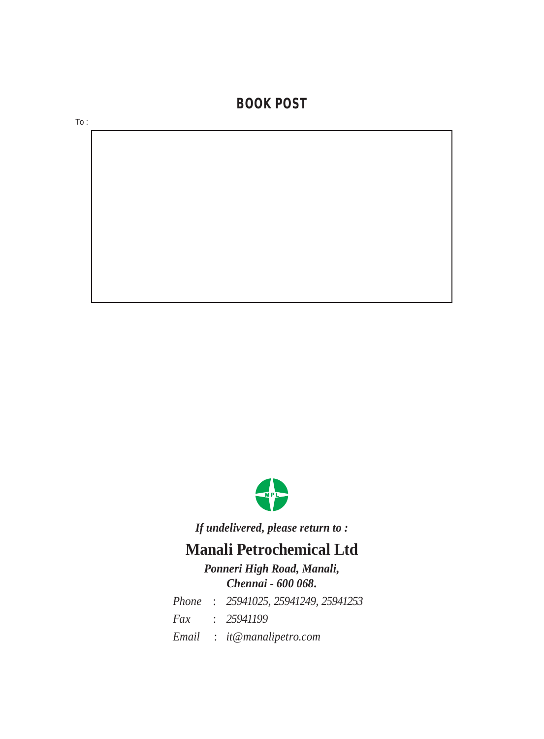# BOOK POST

To :

MPL

***If undelivered, please return to :***

## Manali Petrochemical Ltd

***Ponneri High Road, Manali,***
***Chennai - 600 068.***

| | | |
|---|---|---|
| *Phone* | : | *25941025, 25941249, 25941253* |
| *Fax* | : | *25941199* |
| *Email* | : | *it@manalipetro.com* |